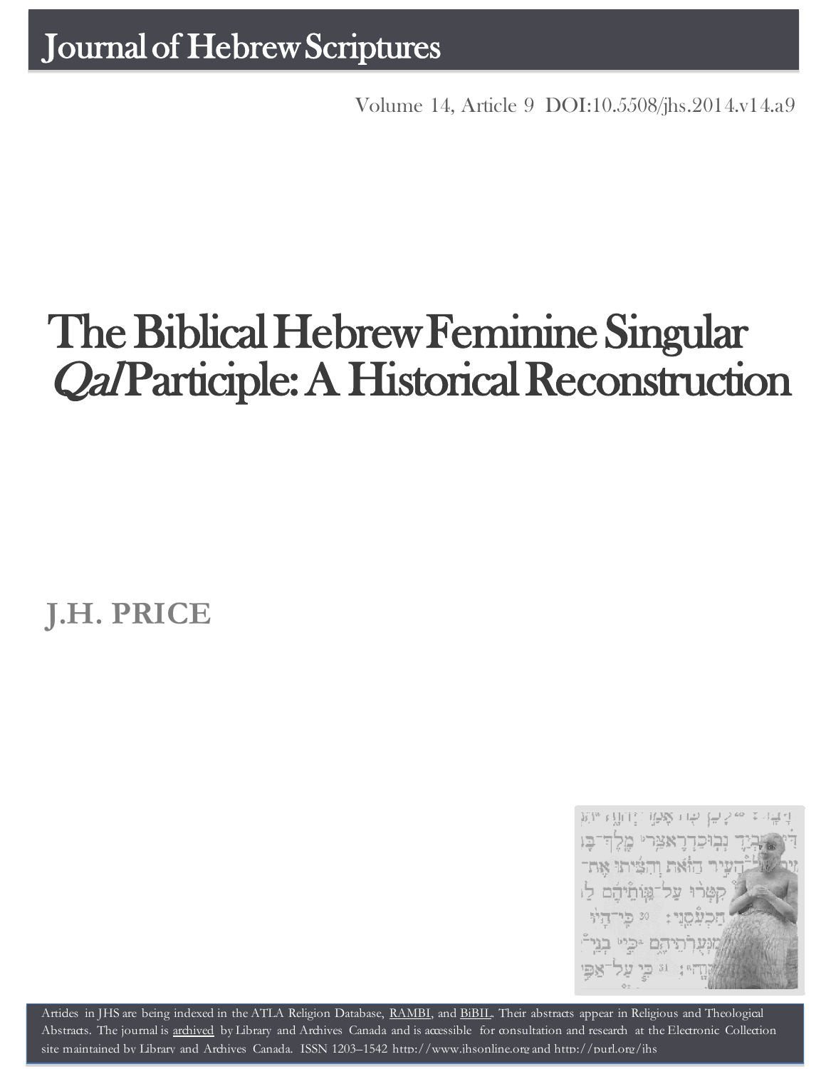# Journal of Hebrew Scriptures

Volume 14, Article 9 DOI:10.5508/jhs.2014.v14.a9

# The Biblical Hebrew Feminine Singular *Qal* Participle: A Historical Reconstruction

**J.H. PRICE**

Articles in JHS are being indexed in the ATLA Religion Database, RAMBI, and BiBIL. Their abstracts appear in Religious and Theological Abstracts. The journal is archived by Library and Archives Canada and is accessible for consultation and research at the Electronic Collection site maintained by Library and Archives Canada. ISSN 1203–1542 http://www.jhsonline.org and http://purl.org/jhs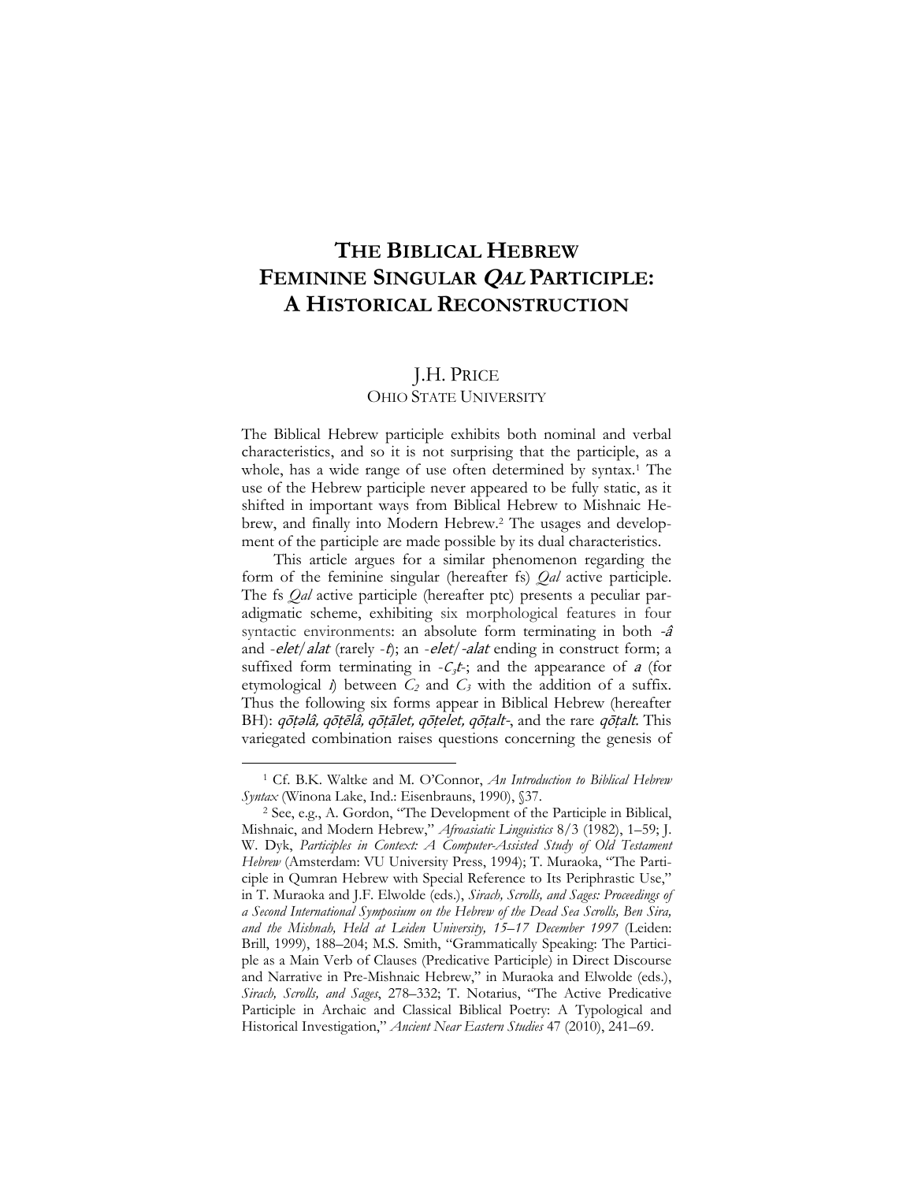# THE BIBLICAL HEBREW FEMININE SINGULAR *QAL* PARTICIPLE: A HISTORICAL RECONSTRUCTION

J.H. PRICE
OHIO STATE UNIVERSITY

The Biblical Hebrew participle exhibits both nominal and verbal characteristics, and so it is not surprising that the participle, as a whole, has a wide range of use often determined by syntax.[1] The use of the Hebrew participle never appeared to be fully static, as it shifted in important ways from Biblical Hebrew to Mishnaic Hebrew, and finally into Modern Hebrew.[2] The usages and development of the participle are made possible by its dual characteristics.

This article argues for a similar phenomenon regarding the form of the feminine singular (hereafter fs) *Qal* active participle. The fs *Qal* active participle (hereafter ptc) presents a peculiar paradigmatic scheme, exhibiting six morphological features in four syntactic environments: an absolute form terminating in both *-â* and *-elet*/*alat* (rarely *-t*); an *-elet*/*-alat* ending in construct form; a suffixed form terminating in *-$C_3$t-*; and the appearance of *a* (for etymological *i*) between $C_2$ and $C_3$ with the addition of a suffix. Thus the following six forms appear in Biblical Hebrew (hereafter BH): *qōṭəlâ, qōṭēlâ, qōṭālet, qōṭelet, qōṭalt-*, and the rare *qōṭalt*. This variegated combination raises questions concerning the genesis of

---

[1] Cf. B.K. Waltke and M. O'Connor, *An Introduction to Biblical Hebrew Syntax* (Winona Lake, Ind.: Eisenbrauns, 1990), §37.

[2] See, e.g., A. Gordon, "The Development of the Participle in Biblical, Mishnaic, and Modern Hebrew," *Afroasiatic Linguistics* 8/3 (1982), 1–59; J. W. Dyk, *Participles in Context: A Computer-Assisted Study of Old Testament Hebrew* (Amsterdam: VU University Press, 1994); T. Muraoka, "The Participle in Qumran Hebrew with Special Reference to Its Periphrastic Use," in T. Muraoka and J.F. Elwolde (eds.), *Sirach, Scrolls, and Sages: Proceedings of a Second International Symposium on the Hebrew of the Dead Sea Scrolls, Ben Sira, and the Mishnah, Held at Leiden University, 15–17 December 1997* (Leiden: Brill, 1999), 188–204; M.S. Smith, "Grammatically Speaking: The Participle as a Main Verb of Clauses (Predicative Participle) in Direct Discourse and Narrative in Pre-Mishnaic Hebrew," in Muraoka and Elwolde (eds.), *Sirach, Scrolls, and Sages*, 278–332; T. Notarius, "The Active Predicative Participle in Archaic and Classical Biblical Poetry: A Typological and Historical Investigation," *Ancient Near Eastern Studies* 47 (2010), 241–69.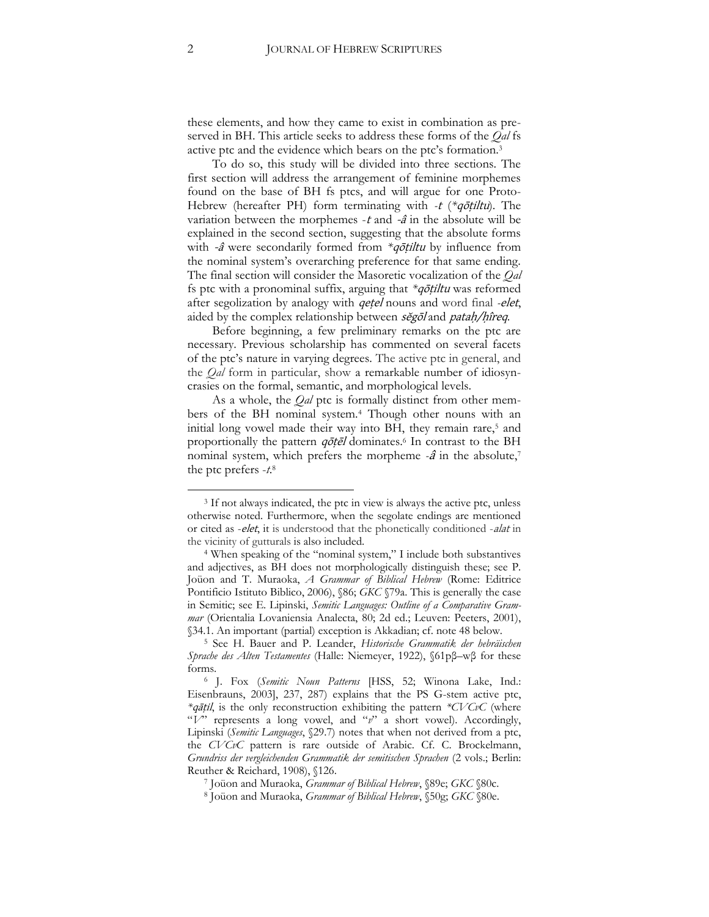these elements, and how they came to exist in combination as preserved in BH. This article seeks to address these forms of the *Qal* fs active ptc and the evidence which bears on the ptc's formation.[3]

To do so, this study will be divided into three sections. The first section will address the arrangement of feminine morphemes found on the base of BH fs ptcs, and will argue for one Proto-Hebrew (hereafter PH) form terminating with -*t* (\**qōṭiltu*). The variation between the morphemes -*t* and -*â* in the absolute will be explained in the second section, suggesting that the absolute forms with -*â* were secondarily formed from \**qōṭiltu* by influence from the nominal system's overarching preference for that same ending. The final section will consider the Masoretic vocalization of the *Qal* fs ptc with a pronominal suffix, arguing that \**qōṭiltu* was reformed after segolization by analogy with *qeṭel* nouns and word final -*elet*, aided by the complex relationship between *sĕgōl* and *pataḥ/ḥîreq*.

Before beginning, a few preliminary remarks on the ptc are necessary. Previous scholarship has commented on several facets of the ptc's nature in varying degrees. The active ptc in general, and the *Qal* form in particular, show a remarkable number of idiosyncrasies on the formal, semantic, and morphological levels.

As a whole, the *Qal* ptc is formally distinct from other members of the BH nominal system.[4] Though other nouns with an initial long vowel made their way into BH, they remain rare,[5] and proportionally the pattern *qōṭēl* dominates.[6] In contrast to the BH nominal system, which prefers the morpheme -*â* in the absolute,[7] the ptc prefers -*t*.[8]

---

[3] If not always indicated, the ptc in view is always the active ptc, unless otherwise noted. Furthermore, when the segolate endings are mentioned or cited as -*elet*, it is understood that the phonetically conditioned -*alat* in the vicinity of gutturals is also included.

[4] When speaking of the "nominal system," I include both substantives and adjectives, as BH does not morphologically distinguish these; see P. Joüon and T. Muraoka, *A Grammar of Biblical Hebrew* (Rome: Editrice Pontificio Istituto Biblico, 2006), §86; *GKC* §79a. This is generally the case in Semitic; see E. Lipinski, *Semitic Languages: Outline of a Comparative Grammar* (Orientalia Lovaniensia Analecta, 80; 2d ed.; Leuven: Peeters, 2001), §34.1. An important (partial) exception is Akkadian; cf. note 48 below.

[5] See H. Bauer and P. Leander, *Historische Grammatik der hebräischen Sprache des Alten Testamentes* (Halle: Niemeyer, 1922), §61pβ–wβ for these forms.

[6] J. Fox (*Semitic Noun Patterns* [HSS, 52; Winona Lake, Ind.: Eisenbrauns, 2003], 237, 287) explains that the PS G-stem active ptc, \**qāṭil*, is the only reconstruction exhibiting the pattern \**CVCvC* (where "*V*" represents a long vowel, and "*v*" a short vowel). Accordingly, Lipinski (*Semitic Languages*, §29.7) notes that when not derived from a ptc, the *CVCvC* pattern is rare outside of Arabic. Cf. C. Brockelmann, *Grundriss der vergleichenden Grammatik der semitischen Sprachen* (2 vols.; Berlin: Reuther & Reichard, 1908), §126.

[7] Joüon and Muraoka, *Grammar of Biblical Hebrew*, §89e; *GKC* §80c.

[8] Joüon and Muraoka, *Grammar of Biblical Hebrew*, §50g; *GKC* §80e.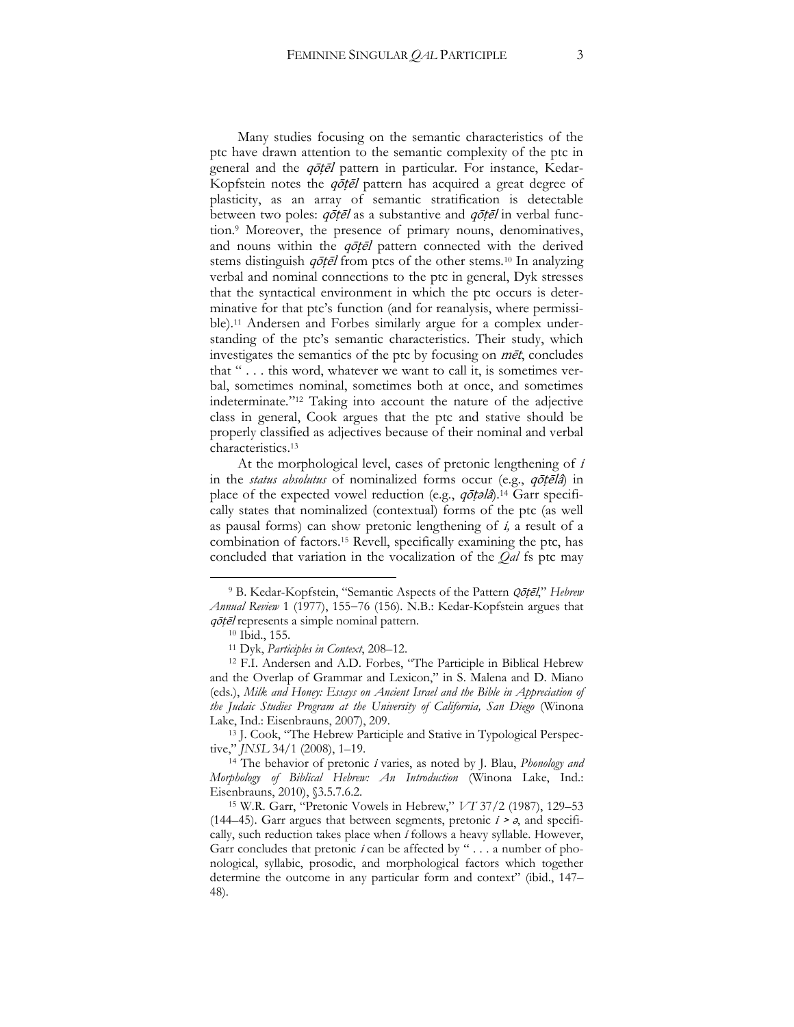Many studies focusing on the semantic characteristics of the ptc have drawn attention to the semantic complexity of the ptc in general and the *qōṭēl* pattern in particular. For instance, Kedar-Kopfstein notes the *qōṭēl* pattern has acquired a great degree of plasticity, as an array of semantic stratification is detectable between two poles: *qōṭēl* as a substantive and *qōṭēl* in verbal function.[9] Moreover, the presence of primary nouns, denominatives, and nouns within the *qōṭēl* pattern connected with the derived stems distinguish *qōṭēl* from ptcs of the other stems.[10] In analyzing verbal and nominal connections to the ptc in general, Dyk stresses that the syntactical environment in which the ptc occurs is determinative for that ptc's function (and for reanalysis, where permissible).[11] Andersen and Forbes similarly argue for a complex understanding of the ptc's semantic characteristics. Their study, which investigates the semantics of the ptc by focusing on *mēt*, concludes that " . . . this word, whatever we want to call it, is sometimes verbal, sometimes nominal, sometimes both at once, and sometimes indeterminate."[12] Taking into account the nature of the adjective class in general, Cook argues that the ptc and stative should be properly classified as adjectives because of their nominal and verbal characteristics.[13]

At the morphological level, cases of pretonic lengthening of *i* in the *status absolutus* of nominalized forms occur (e.g., *qōṭēlâ*) in place of the expected vowel reduction (e.g., *qōṭəlâ*).[14] Garr specifically states that nominalized (contextual) forms of the ptc (as well as pausal forms) can show pretonic lengthening of *i,* a result of a combination of factors.[15] Revell, specifically examining the ptc, has concluded that variation in the vocalization of the *Qal* fs ptc may

---

[9] B. Kedar-Kopfstein, "Semantic Aspects of the Pattern *Qōṭēl*," *Hebrew Annual Review* 1 (1977), 155–76 (156). N.B.: Kedar-Kopfstein argues that *qōṭēl* represents a simple nominal pattern.

[10] Ibid., 155.

[11] Dyk, *Participles in Context*, 208–12.

[12] F.I. Andersen and A.D. Forbes, "The Participle in Biblical Hebrew and the Overlap of Grammar and Lexicon," in S. Malena and D. Miano (eds.), *Milk and Honey: Essays on Ancient Israel and the Bible in Appreciation of the Judaic Studies Program at the University of California, San Diego* (Winona Lake, Ind.: Eisenbrauns, 2007), 209.

[13] J. Cook, "The Hebrew Participle and Stative in Typological Perspective," *JNSL* 34/1 (2008), 1–19.

[14] The behavior of pretonic *i* varies, as noted by J. Blau, *Phonology and Morphology of Biblical Hebrew: An Introduction* (Winona Lake, Ind.: Eisenbrauns, 2010), §3.5.7.6.2.

[15] W.R. Garr, "Pretonic Vowels in Hebrew," *VT* 37/2 (1987), 129–53 (144–45). Garr argues that between segments, pretonic *i* > *ə*, and specifically, such reduction takes place when *i* follows a heavy syllable. However, Garr concludes that pretonic *i* can be affected by " . . . a number of phonological, syllabic, prosodic, and morphological factors which together determine the outcome in any particular form and context" (ibid., 147–48).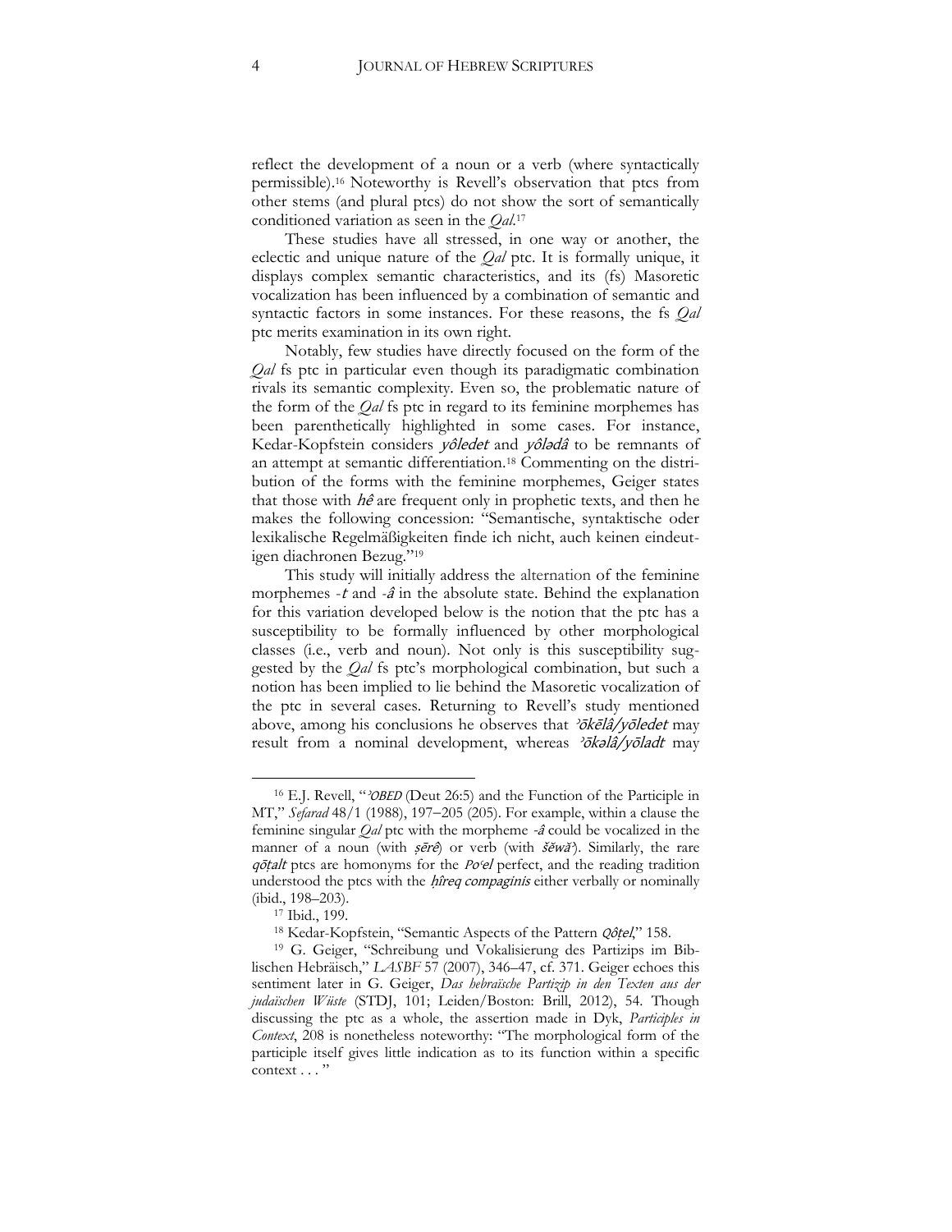reflect the development of a noun or a verb (where syntactically permissible).[16] Noteworthy is Revell's observation that ptcs from other stems (and plural ptcs) do not show the sort of semantically conditioned variation as seen in the *Qal*.[17]

These studies have all stressed, in one way or another, the eclectic and unique nature of the *Qal* ptc. It is formally unique, it displays complex semantic characteristics, and its (fs) Masoretic vocalization has been influenced by a combination of semantic and syntactic factors in some instances. For these reasons, the fs *Qal* ptc merits examination in its own right.

Notably, few studies have directly focused on the form of the *Qal* fs ptc in particular even though its paradigmatic combination rivals its semantic complexity. Even so, the problematic nature of the form of the *Qal* fs ptc in regard to its feminine morphemes has been parenthetically highlighted in some cases. For instance, Kedar-Kopfstein considers *yôledet* and *yôlədâ* to be remnants of an attempt at semantic differentiation.[18] Commenting on the distribution of the forms with the feminine morphemes, Geiger states that those with *hê* are frequent only in prophetic texts, and then he makes the following concession: "Semantische, syntaktische oder lexikalische Regelmäßigkeiten finde ich nicht, auch keinen eindeutigen diachronen Bezug."[19]

This study will initially address the alternation of the feminine morphemes -*t* and -*â* in the absolute state. Behind the explanation for this variation developed below is the notion that the ptc has a susceptibility to be formally influenced by other morphological classes (i.e., verb and noun). Not only is this susceptibility suggested by the *Qal* fs ptc's morphological combination, but such a notion has been implied to lie behind the Masoretic vocalization of the ptc in several cases. Returning to Revell's study mentioned above, among his conclusions he observes that *ʾōkēlâ/yōledet* may result from a nominal development, whereas *ʾōkəlâ/yōladt* may

---

[16] E.J. Revell, "*ʾOBED* (Deut 26:5) and the Function of the Participle in MT," *Sefarad* 48/1 (1988), 197–205 (205). For example, within a clause the feminine singular *Qal* ptc with the morpheme -*â* could be vocalized in the manner of a noun (with *ṣērê*) or verb (with *šĕwāʾ*). Similarly, the rare *qōṭalt* ptcs are homonyms for the *Poʿel* perfect, and the reading tradition understood the ptcs with the *ḥîreq compaginis* either verbally or nominally (ibid., 198–203).

[17] Ibid., 199.

[18] Kedar-Kopfstein, "Semantic Aspects of the Pattern *Qôṭel*," 158.

[19] G. Geiger, "Schreibung und Vokalisierung des Partizips im Biblischen Hebräisch," *LASBF* 57 (2007), 346–47, cf. 371. Geiger echoes this sentiment later in G. Geiger, *Das hebraïsche Partizip in den Texten aus der judaïschen Wüste* (STDJ, 101; Leiden/Boston: Brill, 2012), 54. Though discussing the ptc as a whole, the assertion made in Dyk, *Participles in Context*, 208 is nonetheless noteworthy: "The morphological form of the participle itself gives little indication as to its function within a specific context . . . "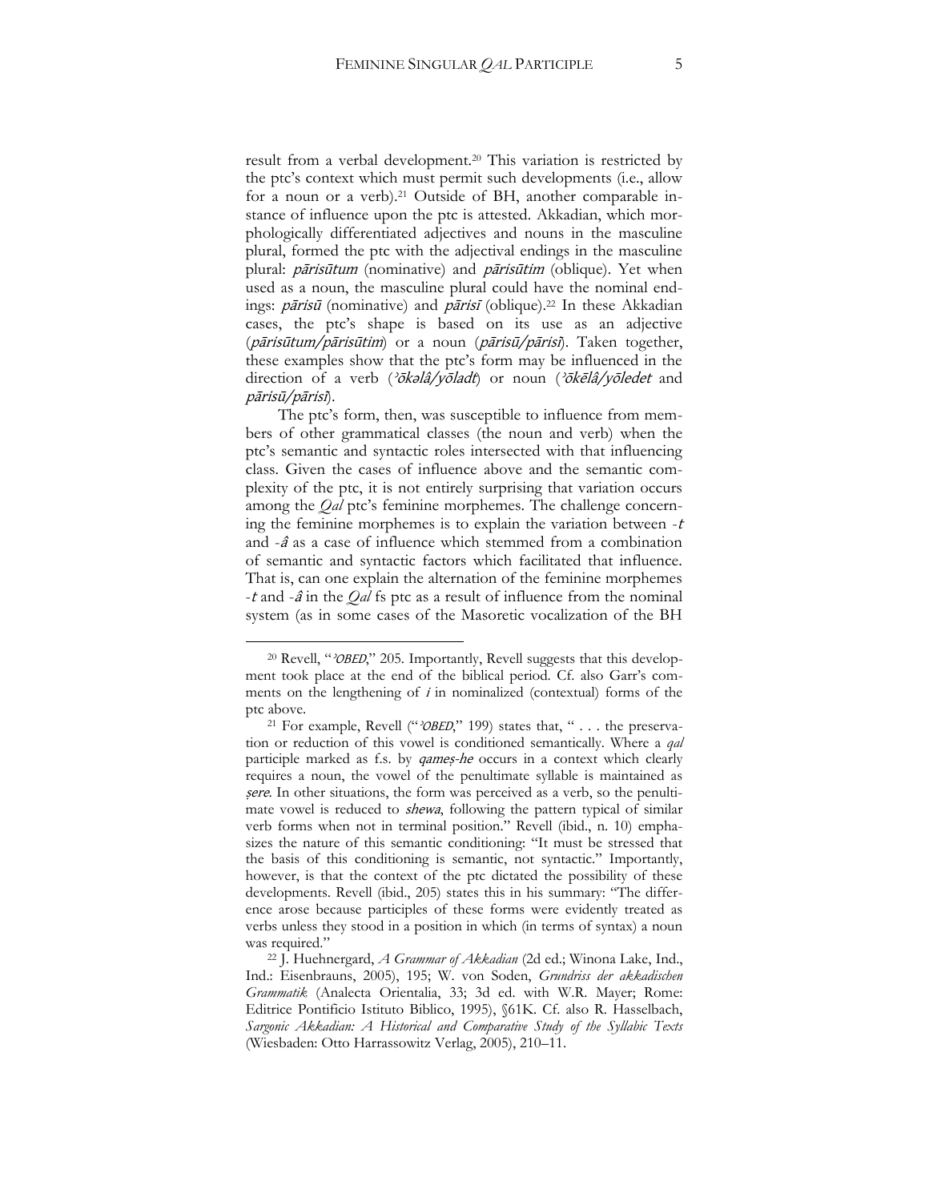result from a verbal development.[20] This variation is restricted by the ptc's context which must permit such developments (i.e., allow for a noun or a verb).[21] Outside of BH, another comparable instance of influence upon the ptc is attested. Akkadian, which morphologically differentiated adjectives and nouns in the masculine plural, formed the ptc with the adjectival endings in the masculine plural: *pārisūtum* (nominative) and *pārisūtim* (oblique). Yet when used as a noun, the masculine plural could have the nominal endings: *pārisū* (nominative) and *pārisī* (oblique).[22] In these Akkadian cases, the ptc's shape is based on its use as an adjective (*pārisūtum/pārisūtim*) or a noun (*pārisū/pārisī*). Taken together, these examples show that the ptc's form may be influenced in the direction of a verb (*ʾōkəlâ/yōladt*) or noun (*ʾōkēlâ/yōledet* and *pārisū/pārisī*).

The ptc's form, then, was susceptible to influence from members of other grammatical classes (the noun and verb) when the ptc's semantic and syntactic roles intersected with that influencing class. Given the cases of influence above and the semantic complexity of the ptc, it is not entirely surprising that variation occurs among the *Qal* ptc's feminine morphemes. The challenge concerning the feminine morphemes is to explain the variation between *-t* and *-â* as a case of influence which stemmed from a combination of semantic and syntactic factors which facilitated that influence. That is, can one explain the alternation of the feminine morphemes *-t* and *-â* in the *Qal* fs ptc as a result of influence from the nominal system (as in some cases of the Masoretic vocalization of the BH

---

[20] Revell, "*ʾOBED*," 205. Importantly, Revell suggests that this development took place at the end of the biblical period. Cf. also Garr's comments on the lengthening of *i* in nominalized (contextual) forms of the ptc above.

[21] For example, Revell ("*ʾOBED*," 199) states that, " . . . the preservation or reduction of this vowel is conditioned semantically. Where a *qal* participle marked as f.s. by *qameṣ-he* occurs in a context which clearly requires a noun, the vowel of the penultimate syllable is maintained as *ṣere*. In other situations, the form was perceived as a verb, so the penultimate vowel is reduced to *shewa*, following the pattern typical of similar verb forms when not in terminal position." Revell (ibid., n. 10) emphasizes the nature of this semantic conditioning: "It must be stressed that the basis of this conditioning is semantic, not syntactic." Importantly, however, is that the context of the ptc dictated the possibility of these developments. Revell (ibid., 205) states this in his summary: "The difference arose because participles of these forms were evidently treated as verbs unless they stood in a position in which (in terms of syntax) a noun was required."

[22] J. Huehnergard, *A Grammar of Akkadian* (2d ed.; Winona Lake, Ind., Ind.: Eisenbrauns, 2005), 195; W. von Soden, *Grundriss der akkadischen Grammatik* (Analecta Orientalia, 33; 3d ed. with W.R. Mayer; Rome: Editrice Pontificio Istituto Biblico, 1995), §61K. Cf. also R. Hasselbach, *Sargonic Akkadian: A Historical and Comparative Study of the Syllabic Texts* (Wiesbaden: Otto Harrassowitz Verlag, 2005), 210–11.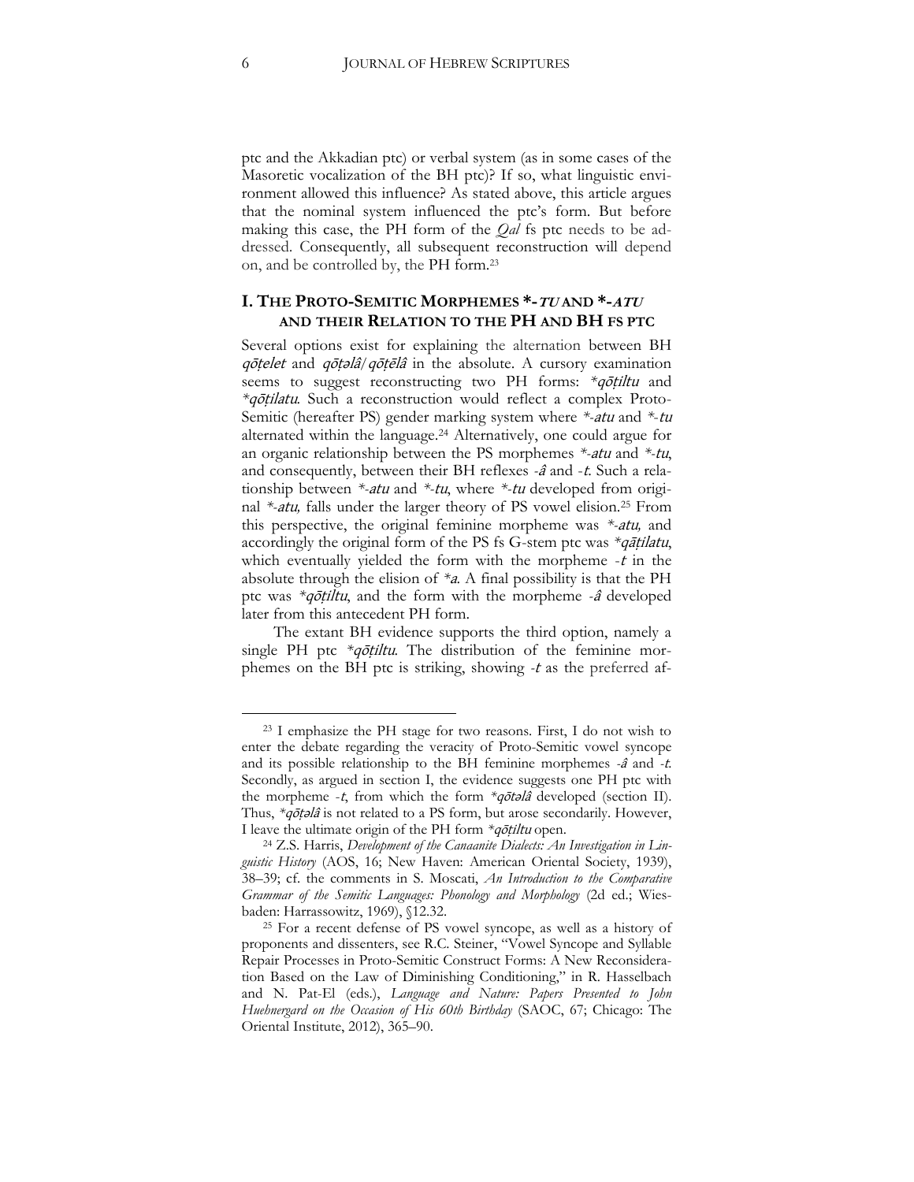ptc and the Akkadian ptc) or verbal system (as in some cases of the Masoretic vocalization of the BH ptc)? If so, what linguistic environment allowed this influence? As stated above, this article argues that the nominal system influenced the ptc's form. But before making this case, the PH form of the *Qal* fs ptc needs to be addressed. Consequently, all subsequent reconstruction will depend on, and be controlled by, the PH form.[23]

## I. THE PROTO-SEMITIC MORPHEMES *-*TU* AND *-*ATU* AND THEIR RELATION TO THE PH AND BH FS PTC

Several options exist for explaining the alternation between BH *qōṭelet* and *qōṭəlâ*/*qōṭēlâ* in the absolute. A cursory examination seems to suggest reconstructing two PH forms: *\*qōṭiltu* and *\*qōṭilatu*. Such a reconstruction would reflect a complex Proto-Semitic (hereafter PS) gender marking system where *\*-atu* and *\*-tu* alternated within the language.[24] Alternatively, one could argue for an organic relationship between the PS morphemes *\*-atu* and *\*-tu*, and consequently, between their BH reflexes *-â* and *-t*. Such a relationship between *\*-atu* and *\*-tu*, where *\*-tu* developed from original *\*-atu,* falls under the larger theory of PS vowel elision.[25] From this perspective, the original feminine morpheme was *\*-atu,* and accordingly the original form of the PS fs G-stem ptc was *\*qāṭilatu*, which eventually yielded the form with the morpheme *-t* in the absolute through the elision of *\*a*. A final possibility is that the PH ptc was *\*qōṭiltu*, and the form with the morpheme *-â* developed later from this antecedent PH form.

The extant BH evidence supports the third option, namely a single PH ptc *\*qōṭiltu*. The distribution of the feminine morphemes on the BH ptc is striking, showing *-t* as the preferred af-

---

[23] I emphasize the PH stage for two reasons. First, I do not wish to enter the debate regarding the veracity of Proto-Semitic vowel syncope and its possible relationship to the BH feminine morphemes *-â* and *-t*. Secondly, as argued in section I, the evidence suggests one PH ptc with the morpheme *-t*, from which the form *\*qōtəlâ* developed (section II). Thus, *\*qōṭəlâ* is not related to a PS form, but arose secondarily. However, I leave the ultimate origin of the PH form *\*qōṭiltu* open.

[24] Z.S. Harris, *Development of the Canaanite Dialects: An Investigation in Linguistic History* (AOS, 16; New Haven: American Oriental Society, 1939), 38–39; cf. the comments in S. Moscati, *An Introduction to the Comparative Grammar of the Semitic Languages: Phonology and Morphology* (2d ed.; Wiesbaden: Harrassowitz, 1969), §12.32.

[25] For a recent defense of PS vowel syncope, as well as a history of proponents and dissenters, see R.C. Steiner, "Vowel Syncope and Syllable Repair Processes in Proto-Semitic Construct Forms: A New Reconsideration Based on the Law of Diminishing Conditioning," in R. Hasselbach and N. Pat-El (eds.), *Language and Nature: Papers Presented to John Huehnergard on the Occasion of His 60th Birthday* (SAOC, 67; Chicago: The Oriental Institute, 2012), 365–90.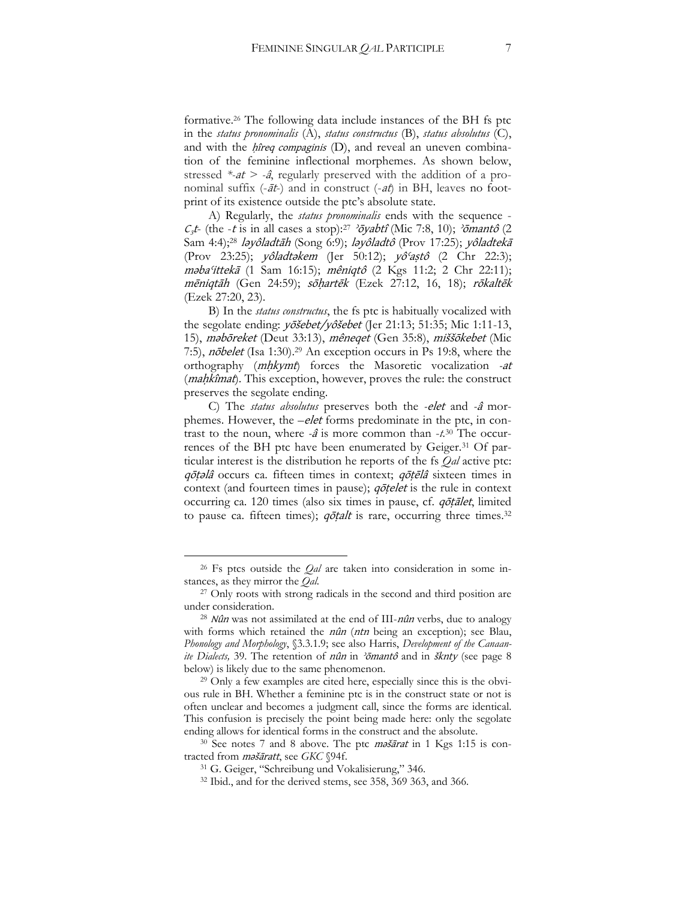formative.[26] The following data include instances of the BH fs ptc in the *status pronominalis* (A), *status constructus* (B), *status absolutus* (C), and with the *ḥîreq compaginis* (D), and reveal an uneven combination of the feminine inflectional morphemes. As shown below, stressed *\*-at* > *-â*, regularly preserved with the addition of a pronominal suffix (*-āt-*) and in construct (*-at*) in BH, leaves no footprint of its existence outside the ptc's absolute state.

A) Regularly, the *status pronominalis* ends with the sequence -$C_3$*t*- (the *-t* is in all cases a stop):[27] *ʾōyabtî* (Mic 7:8, 10); *ʾōmantô* (2 Sam 4:4);[28] *ləyôladtāh* (Song 6:9); *ləyôladtô* (Prov 17:25); *yôladtekā* (Prov 23:25); *yôladtəkem* (Jer 50:12); *yôʿaṣtô* (2 Chr 22:3); *məbaʿittekā* (1 Sam 16:15); *mêniqtô* (2 Kgs 11:2; 2 Chr 22:11); *mēniqtāh* (Gen 24:59); *sōḥartēk* (Ezek 27:12, 16, 18); *rōkaltēk* (Ezek 27:20, 23).

B) In the *status constructus*, the fs ptc is habitually vocalized with the segolate ending: *yōšebet/yôšebet* (Jer 21:13; 51:35; Mic 1:11-13, 15), *məbōreket* (Deut 33:13), *mêneqet* (Gen 35:8), *miššōkebet* (Mic 7:5), *nōbelet* (Isa 1:30).[29] An exception occurs in Ps 19:8, where the orthography (*mḥkymt*) forces the Masoretic vocalization *-at* (*maḥkîmat*). This exception, however, proves the rule: the construct preserves the segolate ending.

C) The *status absolutus* preserves both the *-elet* and *-â* morphemes. However, the *–elet* forms predominate in the ptc, in contrast to the noun, where *-â* is more common than *-t*.[30] The occurrences of the BH ptc have been enumerated by Geiger.[31] Of particular interest is the distribution he reports of the fs *Qal* active ptc: *qōṭəlâ* occurs ca. fifteen times in context; *qōṭēlâ* sixteen times in context (and fourteen times in pause); *qōṭelet* is the rule in context occurring ca. 120 times (also six times in pause, cf. *qōṭālet*, limited to pause ca. fifteen times); *qōṭalt* is rare, occurring three times.[32]

---

[26] Fs ptcs outside the *Qal* are taken into consideration in some instances, as they mirror the *Qal*.

[27] Only roots with strong radicals in the second and third position are under consideration.

[28] *Nûn* was not assimilated at the end of III-*nûn* verbs, due to analogy with forms which retained the *nûn* (*ntn* being an exception); see Blau, *Phonology and Morphology*, §3.3.1.9; see also Harris, *Development of the Canaanite Dialects,* 39. The retention of *nûn* in *ʾōmantô* and in *šknty* (see page 8 below) is likely due to the same phenomenon.

[29] Only a few examples are cited here, especially since this is the obvious rule in BH. Whether a feminine ptc is in the construct state or not is often unclear and becomes a judgment call, since the forms are identical. This confusion is precisely the point being made here: only the segolate ending allows for identical forms in the construct and the absolute.

[30] See notes 7 and 8 above. The ptc *məšārat* in 1 Kgs 1:15 is contracted from *məšāratt*, see *GKC* §94f.

[31] G. Geiger, "Schreibung und Vokalisierung," 346.

[32] Ibid., and for the derived stems, see 358, 369 363, and 366.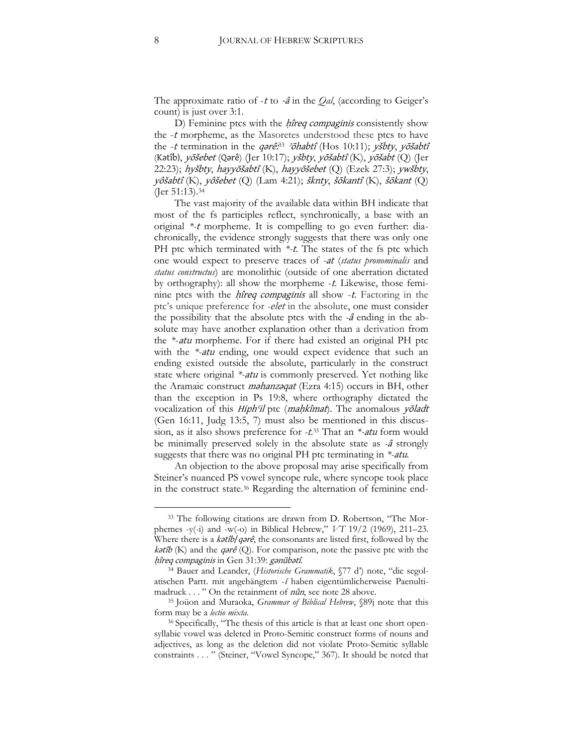The approximate ratio of *-t* to *-â* in the *Qal*, (according to Geiger's count) is just over 3:1.

D) Feminine ptcs with the *ḥîreq compaginis* consistently show the *-t* morpheme, as the Masoretes understood these ptcs to have the *-t* termination in the *qərê*:[33] *ʾōhabtî* (Hos 10:11); *yšbty*, *yōšabtî* (Kətîb), *yōšebet* (Qərê) (Jer 10:17); *yšbty*, *yōšabtî* (K), *yōšabt* (Q) (Jer 22:23); *hyšbty*, *hayyōšabtî* (K), *hayyōšebet* (Q) (Ezek 27:3); *ywšbty*, *yôšabtî* (K), *yôšebet* (Q) (Lam 4:21); *šknty*, *šōkantî* (K), *šōkant* (Q) (Jer 51:13).[34]

The vast majority of the available data within BH indicate that most of the fs participles reflect, synchronically, a base with an original *\*-t* morpheme. It is compelling to go even further: diachronically, the evidence strongly suggests that there was only one PH ptc which terminated with *\*-t*. The states of the fs ptc which one would expect to preserve traces of *-at* (*status pronominalis* and *status constructus*) are monolithic (outside of one aberration dictated by orthography): all show the morpheme *-t*. Likewise, those feminine ptcs with the *ḥîreq compaginis* all show *-t*. Factoring in the ptc's unique preference for *-elet* in the absolute, one must consider the possibility that the absolute ptcs with the *-â* ending in the absolute may have another explanation other than a derivation from the *\*-atu* morpheme. For if there had existed an original PH ptc with the *\*-atu* ending, one would expect evidence that such an ending existed outside the absolute, particularly in the construct state where original *\*-atu* is commonly preserved. Yet nothing like the Aramaic construct *məhanzəqat* (Ezra 4:15) occurs in BH, other than the exception in Ps 19:8, where orthography dictated the vocalization of this *Hiphʿil* ptc (*maḥkîmat*). The anomalous *yōladt* (Gen 16:11, Judg 13:5, 7) must also be mentioned in this discussion, as it also shows preference for *-t*.[35] That an *\*-atu* form would be minimally preserved solely in the absolute state as *-â* strongly suggests that there was no original PH ptc terminating in *\*-atu*.

An objection to the above proposal may arise specifically from Steiner's nuanced PS vowel syncope rule, where syncope took place in the construct state.[36] Regarding the alternation of feminine end-

---

[33] The following citations are drawn from D. Robertson, "The Morphemes -y(-i) and -w(-o) in Biblical Hebrew," *VT* 19/2 (1969), 211–23. Where there is a *kətîb/qərê*, the consonants are listed first, followed by the *kətîb* (K) and the *qərê* (Q). For comparison, note the passive ptc with the *ḥîreq compaginis* in Gen 31:39: *gənūbətî*.

[34] Bauer and Leander, (*Historische Grammatik*, §77 d') note, "die segolatischen Partt. mit angehängtem *-ī* haben eigentümlicherweise Paenultimadruck . . . " On the retainment of *nûn*, see note 28 above.

[35] Joüon and Muraoka, *Grammar of Biblical Hebrew*, §89j note that this form may be a *lectio mixta*.

[36] Specifically, "The thesis of this article is that at least one short open-syllabic vowel was deleted in Proto-Semitic construct forms of nouns and adjectives, as long as the deletion did not violate Proto-Semitic syllable constraints . . . " (Steiner, "Vowel Syncope," 367). It should be noted that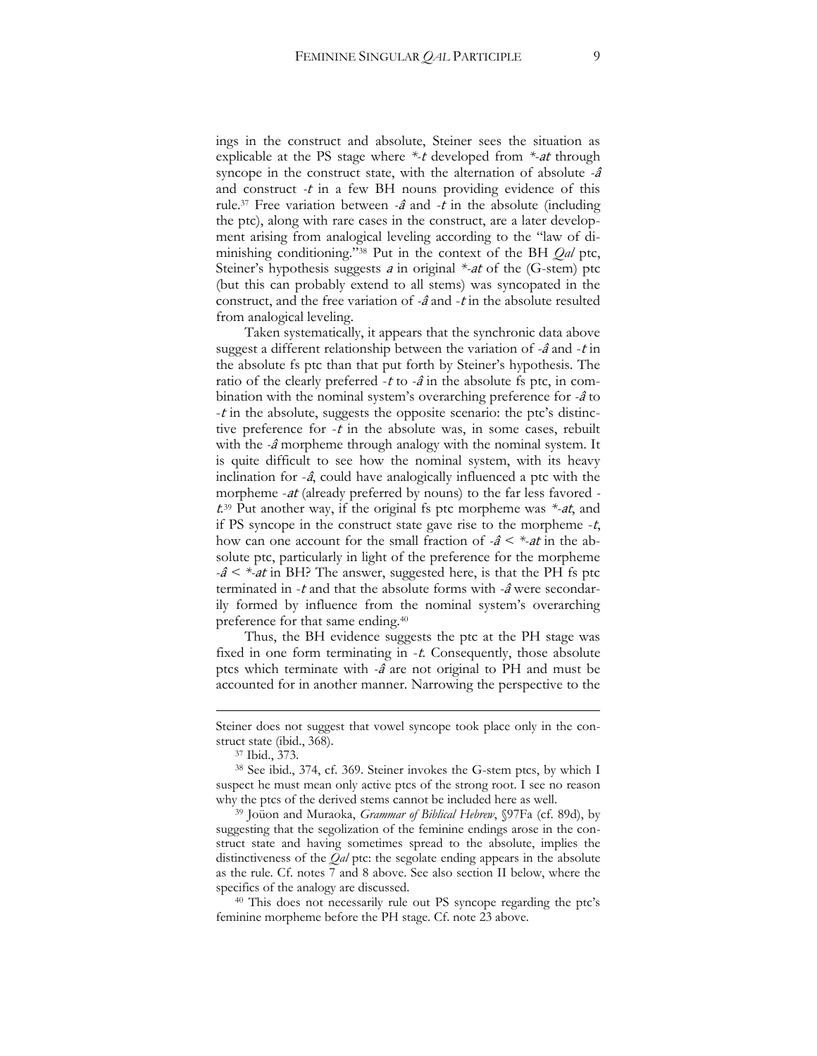ings in the construct and absolute, Steiner sees the situation as explicable at the PS stage where *\*-t* developed from *\*-at* through syncope in the construct state, with the alternation of absolute *-â* and construct *-t* in a few BH nouns providing evidence of this rule.[37] Free variation between *-â* and *-t* in the absolute (including the ptc), along with rare cases in the construct, are a later development arising from analogical leveling according to the "law of diminishing conditioning."[38] Put in the context of the BH *Qal* ptc, Steiner's hypothesis suggests *a* in original *\*-at* of the (G-stem) ptc (but this can probably extend to all stems) was syncopated in the construct, and the free variation of *-â* and *-t* in the absolute resulted from analogical leveling.

Taken systematically, it appears that the synchronic data above suggest a different relationship between the variation of *-â* and *-t* in the absolute fs ptc than that put forth by Steiner's hypothesis. The ratio of the clearly preferred *-t* to *-â* in the absolute fs ptc, in combination with the nominal system's overarching preference for *-â* to *-t* in the absolute, suggests the opposite scenario: the ptc's distinctive preference for *-t* in the absolute was, in some cases, rebuilt with the *-â* morpheme through analogy with the nominal system. It is quite difficult to see how the nominal system, with its heavy inclination for *-â*, could have analogically influenced a ptc with the morpheme *-at* (already preferred by nouns) to the far less favored *-t*.[39] Put another way, if the original fs ptc morpheme was *\*-at*, and if PS syncope in the construct state gave rise to the morpheme *-t*, how can one account for the small fraction of *-â* < *\*-at* in the absolute ptc, particularly in light of the preference for the morpheme *-â* < *\*-at* in BH? The answer, suggested here, is that the PH fs ptc terminated in *-t* and that the absolute forms with *-â* were secondarily formed by influence from the nominal system's overarching preference for that same ending.[40]

Thus, the BH evidence suggests the ptc at the PH stage was fixed in one form terminating in *-t*. Consequently, those absolute ptcs which terminate with *-â* are not original to PH and must be accounted for in another manner. Narrowing the perspective to the

---

Steiner does not suggest that vowel syncope took place only in the construct state (ibid., 368).

[37] Ibid., 373.

[38] See ibid., 374, cf. 369. Steiner invokes the G-stem ptcs, by which I suspect he must mean only active ptcs of the strong root. I see no reason why the ptcs of the derived stems cannot be included here as well.

[39] Joüon and Muraoka, *Grammar of Biblical Hebrew*, §97Fa (cf. 89d), by suggesting that the segolization of the feminine endings arose in the construct state and having sometimes spread to the absolute, implies the distinctiveness of the *Qal* ptc: the segolate ending appears in the absolute as the rule. Cf. notes 7 and 8 above. See also section II below, where the specifics of the analogy are discussed.

[40] This does not necessarily rule out PS syncope regarding the ptc's feminine morpheme before the PH stage. Cf. note 23 above.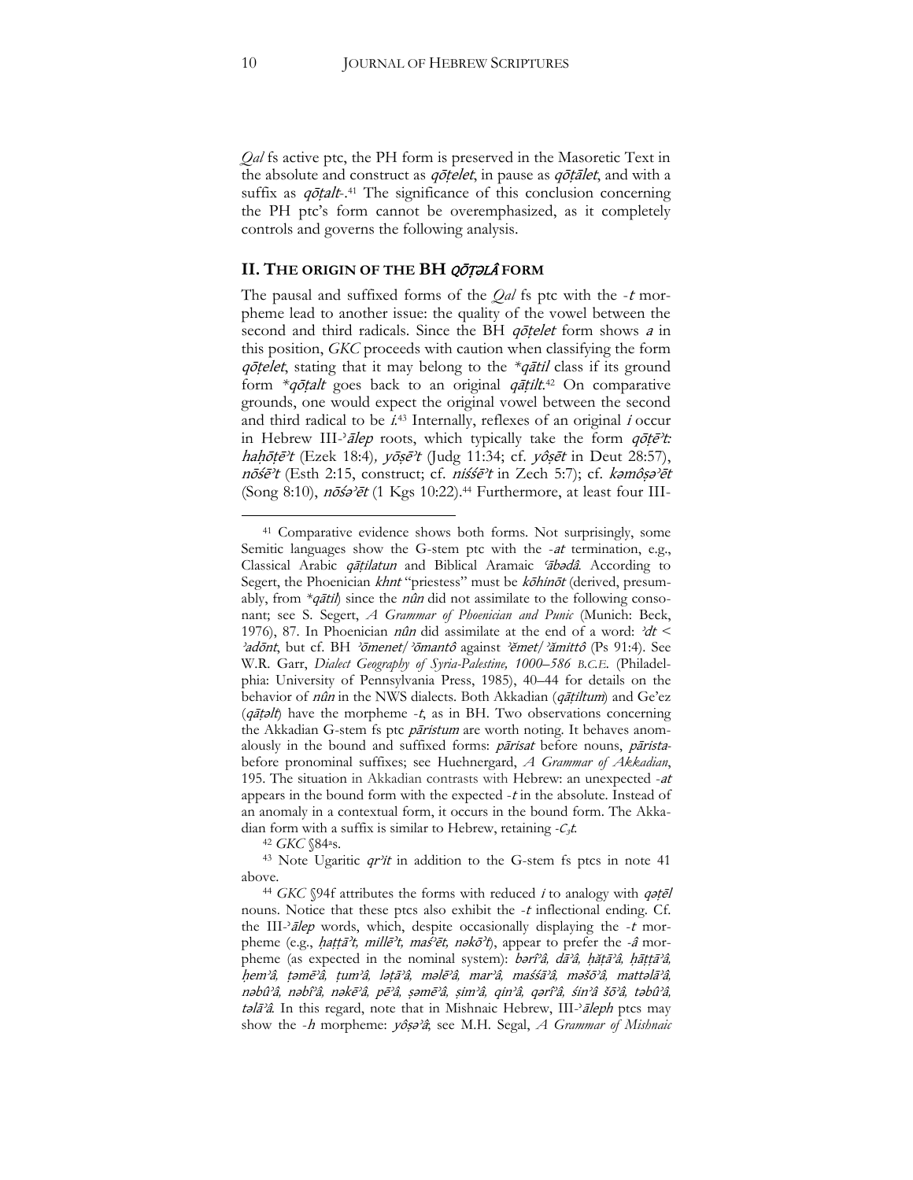*Qal* fs active ptc, the PH form is preserved in the Masoretic Text in the absolute and construct as *qōṭelet*, in pause as *qōṭālet*, and with a suffix as *qōṭalt-*.[41] The significance of this conclusion concerning the PH ptc's form cannot be overemphasized, as it completely controls and governs the following analysis.

## II. The origin of the BH *qōṭəlâ* form

The pausal and suffixed forms of the *Qal* fs ptc with the *-t* morpheme lead to another issue: the quality of the vowel between the second and third radicals. Since the BH *qōṭelet* form shows *a* in this position, *GKC* proceeds with caution when classifying the form *qōṭelet*, stating that it may belong to the *\*qātil* class if its ground form *\*qōṭalt* goes back to an original *qāṭilt*.[42] On comparative grounds, one would expect the original vowel between the second and third radical to be *i*.[43] Internally, reflexes of an original *i* occur in Hebrew III-*ʾālep* roots, which typically take the form *qōṭēʾt: haḥōṭēʾt* (Ezek 18:4), *yōṣēʾt* (Judg 11:34; cf. *yôṣēt* in Deut 28:57), *nōśēʾt* (Esth 2:15, construct; cf. *niśśēʾt* in Zech 5:7); cf. *kəmôṣəʾēt* (Song 8:10), *nōśəʾēt* (1 Kgs 10:22).[44] Furthermore, at least four III-

---

[41] Comparative evidence shows both forms. Not surprisingly, some Semitic languages show the G-stem ptc with the *-at* termination, e.g., Classical Arabic *qāṭilatun* and Biblical Aramaic *ʿābədâ*. According to Segert, the Phoenician *khnt* "priestess" must be *kōhinōt* (derived, presumably, from *\*qātil*) since the *nûn* did not assimilate to the following consonant; see S. Segert, *A Grammar of Phoenician and Punic* (Munich: Beck, 1976), 87. In Phoenician *nûn* did assimilate at the end of a word: *ʾdt* < *ʾadōnt*, but cf. BH *ʾōmenet*/*ʾōmantô* against *ʾĕmet*/*ʾămittô* (Ps 91:4). See W.R. Garr, *Dialect Geography of Syria-Palestine, 1000–586 B.C.E.* (Philadelphia: University of Pennsylvania Press, 1985), 40–44 for details on the behavior of *nûn* in the NWS dialects. Both Akkadian (*qāṭiltum*) and Ge'ez (*qāṭəlt*) have the morpheme *-t*, as in BH. Two observations concerning the Akkadian G-stem fs ptc *pāristum* are worth noting. It behaves anomalously in the bound and suffixed forms: *pārisat* before nouns, *pārista-* before pronominal suffixes; see Huehnergard, *A Grammar of Akkadian*, 195. The situation in Akkadian contrasts with Hebrew: an unexpected *-at* appears in the bound form with the expected *-t* in the absolute. Instead of an anomaly in a contextual form, it occurs in the bound form. The Akkadian form with a suffix is similar to Hebrew, retaining *-$C_3$t*.

[42] *GKC* §84ᵃs.

[43] Note Ugaritic *qrʾit* in addition to the G-stem fs ptcs in note 41 above.

[44] *GKC* §94f attributes the forms with reduced *i* to analogy with *qəṭēl* nouns. Notice that these ptcs also exhibit the *-t* inflectional ending. Cf. the III-*ʾālep* words, which, despite occasionally displaying the *-t* morpheme (e.g., *ḥaṭṭāʾt, millēʾt, maśʾēt, nəkōʾt*), appear to prefer the *-â* morpheme (as expected in the nominal system): *bərîʾâ, dāʾâ, ḥăṭāʾâ, ḥāṭṭāʾâ, ḥemʾâ, ṭəmēʾâ, ṭumʾâ, ləṭāʾâ, məlēʾâ, marʾâ, maśśāʾâ, məšōʾâ, mattəlāʾâ, nəbûʾâ, nəbîʾâ, nəkēʾâ, pēʾâ, ṣəmēʾâ, ṣimʾâ, qinʾâ, qərîʾâ, śinʾâ šōʾâ, təbûʾâ, təlāʾâ*. In this regard, note that in Mishnaic Hebrew, III-*ʾāleph* ptcs may show the *-h* morpheme: *yôṣəʾâ*; see M.H. Segal, *A Grammar of Mishnaic*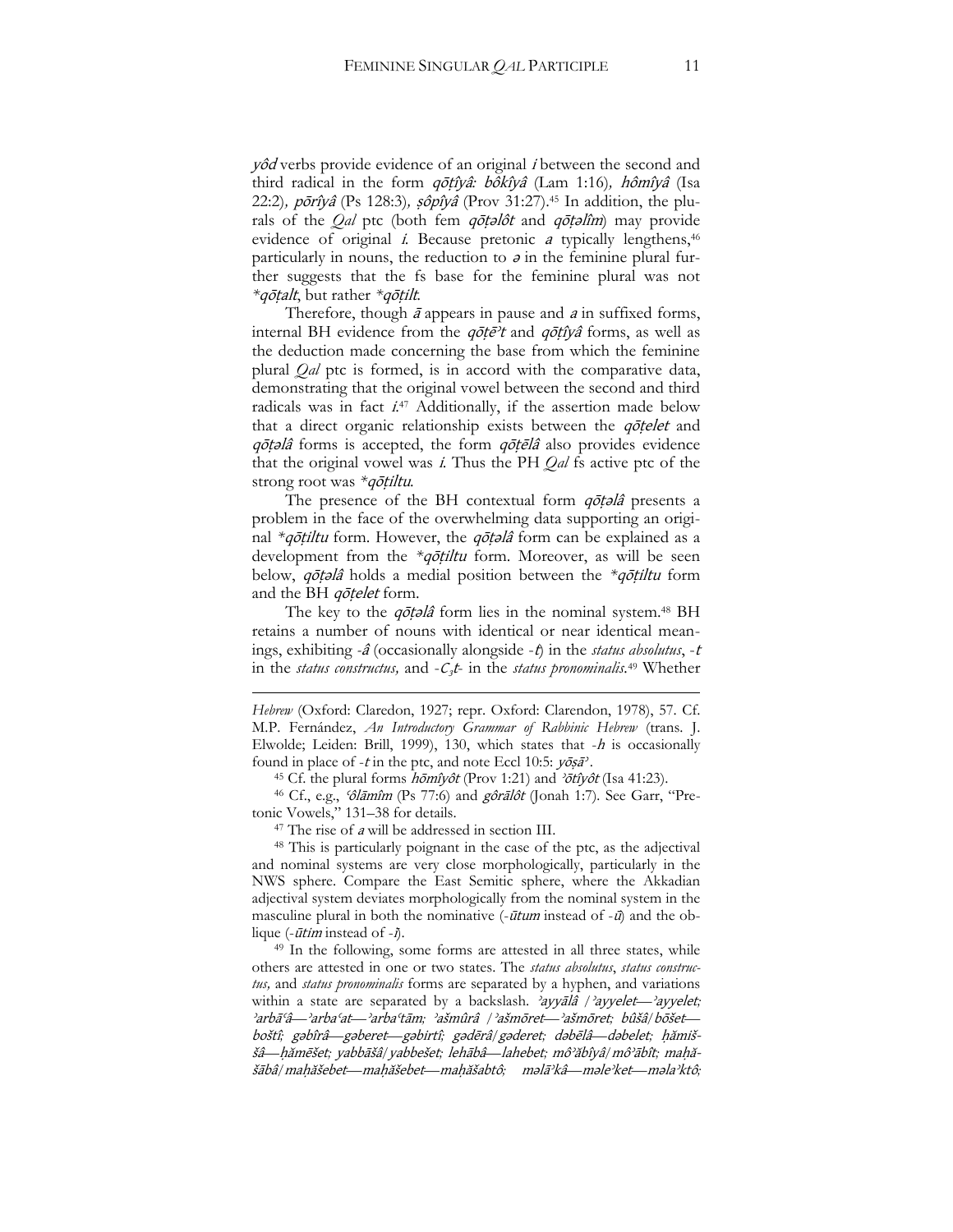*yôd* verbs provide evidence of an original *i* between the second and third radical in the form *qōṭîyâ: bôkîyâ* (Lam 1:16)*, hômîyâ* (Isa 22:2)*, pōrîyâ* (Ps 128:3)*, ṣôpîyâ* (Prov 31:27).[45] In addition, the plurals of the *Qal* ptc (both fem *qōṭəlôt* and *qōṭəlîm*) may provide evidence of original *i*. Because pretonic *a* typically lengthens,[46] particularly in nouns, the reduction to *ə* in the feminine plural further suggests that the fs base for the feminine plural was not *\*qōṭalt*, but rather *\*qōṭilt*.

Therefore, though *ā* appears in pause and *a* in suffixed forms, internal BH evidence from the *qōṭēʾt* and *qōṭîyâ* forms, as well as the deduction made concerning the base from which the feminine plural *Qal* ptc is formed, is in accord with the comparative data, demonstrating that the original vowel between the second and third radicals was in fact *i*.[47] Additionally, if the assertion made below that a direct organic relationship exists between the *qōṭelet* and *qōṭəlâ* forms is accepted, the form *qōṭēlâ* also provides evidence that the original vowel was *i*. Thus the PH *Qal* fs active ptc of the strong root was *\*qōṭiltu*.

The presence of the BH contextual form *qōṭəlâ* presents a problem in the face of the overwhelming data supporting an original *\*qōṭiltu* form. However, the *qōṭəlâ* form can be explained as a development from the *\*qōṭiltu* form. Moreover, as will be seen below, *qōṭəlâ* holds a medial position between the *\*qōṭiltu* form and the BH *qōṭelet* form.

The key to the *qōṭəlâ* form lies in the nominal system.[48] BH retains a number of nouns with identical or near identical meanings, exhibiting *-â* (occasionally alongside *-t*) in the *status absolutus*, *-t* in the *status constructus,* and *-$C_3$t-* in the *status pronominalis*.[49] Whether

---

*Hebrew* (Oxford: Claredon, 1927; repr. Oxford: Clarendon, 1978), 57. Cf. M.P. Fernández, *An Introductory Grammar of Rabbinic Hebrew* (trans. J. Elwolde; Leiden: Brill, 1999), 130, which states that *-h* is occasionally found in place of *-t* in the ptc, and note Eccl 10:5: *yōṣāʾ*.

[45] Cf. the plural forms *hōmîyôt* (Prov 1:21) and *ʾōtîyôt* (Isa 41:23).

[46] Cf., e.g., *ʿôlāmîm* (Ps 77:6) and *gôrālôt* (Jonah 1:7). See Garr, "Pretonic Vowels," 131–38 for details.

[47] The rise of *a* will be addressed in section III.

[48] This is particularly poignant in the case of the ptc, as the adjectival and nominal systems are very close morphologically, particularly in the NWS sphere. Compare the East Semitic sphere, where the Akkadian adjectival system deviates morphologically from the nominal system in the masculine plural in both the nominative (*-ūtum* instead of *-ū*) and the oblique (*-ūtim* instead of *-ī*).

[49] In the following, some forms are attested in all three states, while others are attested in one or two states. The *status absolutus*, *status constructus,* and *status pronominalis* forms are separated by a hyphen, and variations within a state are separated by a backslash. *ʾayyālâ* / *ʾayyelet—ʾayyelet; ʾarbāʿâ—ʾarbaʿat—ʾarbaʿtām; ʾašmûrâ* / *ʾašmōret—ʾašmōret; bûšâ/bōšet—boštî; gəbîrâ—gəberet—gəbirtî; gədērâ/gəderet; dəbēlâ—dəbelet; ḥămiššâ—ḥămēšet; yabbāšâ/yabbešet; lehābâ—lahebet; môʾăbîyâ/môʾăbît; maḥăšābâ/maḥăšebet—maḥăšebet—maḥăšabtô; məlāʾkâ—məleʾket—məlaʾktô;*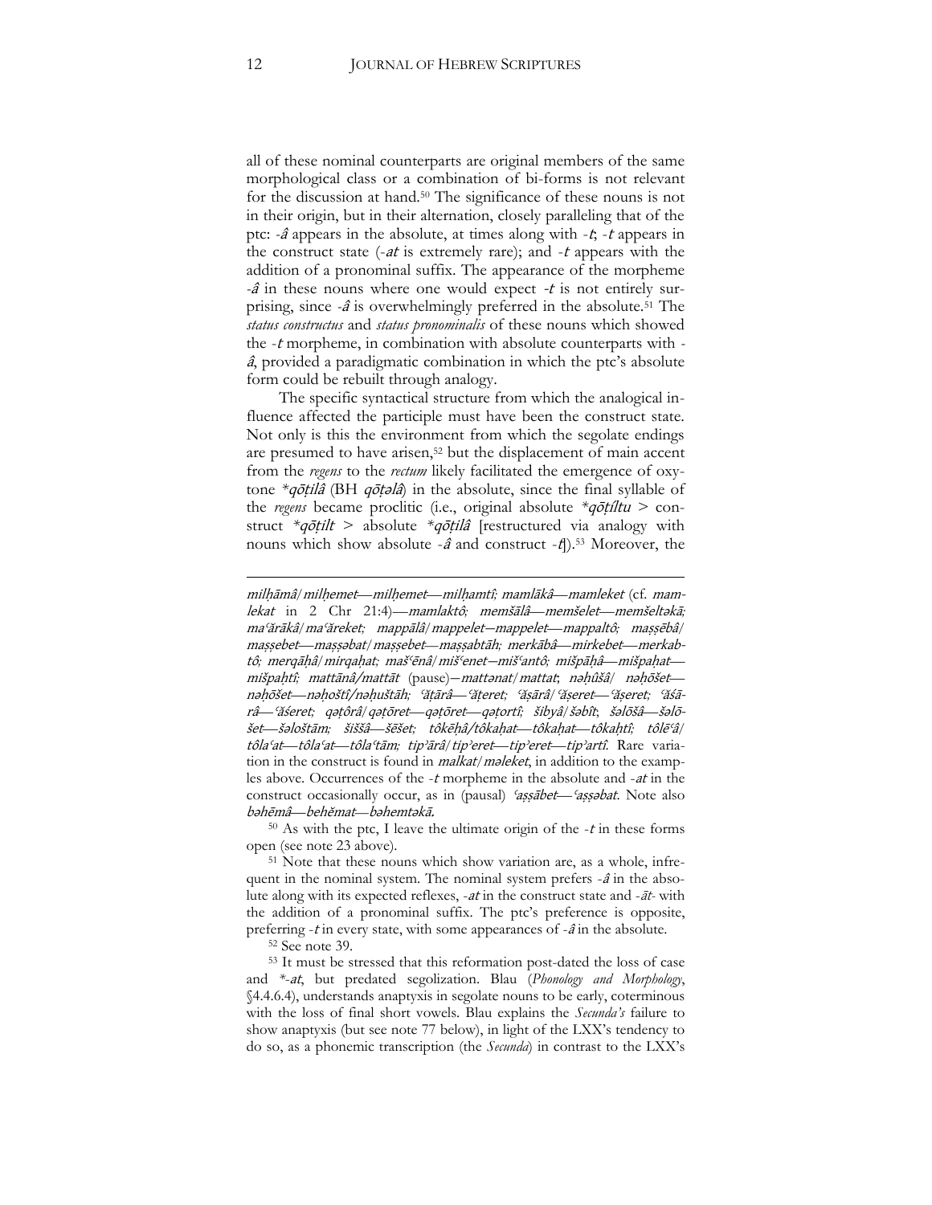all of these nominal counterparts are original members of the same morphological class or a combination of bi-forms is not relevant for the discussion at hand.[50] The significance of these nouns is not in their origin, but in their alternation, closely paralleling that of the ptc: *-â* appears in the absolute, at times along with *-t*; *-t* appears in the construct state (*-at* is extremely rare); and *-t* appears with the addition of a pronominal suffix. The appearance of the morpheme *-â* in these nouns where one would expect *-t* is not entirely surprising, since *-â* is overwhelmingly preferred in the absolute.[51] The *status constructus* and *status pronominalis* of these nouns which showed the *-t* morpheme, in combination with absolute counterparts with *-â*, provided a paradigmatic combination in which the ptc's absolute form could be rebuilt through analogy.

The specific syntactical structure from which the analogical influence affected the participle must have been the construct state. Not only is this the environment from which the segolate endings are presumed to have arisen,[52] but the displacement of main accent from the *regens* to the *rectum* likely facilitated the emergence of oxytone \**qōṭilâ* (BH *qōṭəlâ*) in the absolute, since the final syllable of the *regens* became proclitic (i.e., original absolute \**qōṭíltu* > construct \**qōṭilt* > absolute \**qōṭilâ* [restructured via analogy with nouns which show absolute *-â* and construct *-t*]).[53] Moreover, the

---

*milḥāmâ*/*milḥemet*—*milḥemet*—*milḥamtî*; *mamlākâ*—*mamleket* (cf. *mamlekat* in 2 Chr 21:4)—*mamlaktô*; *memšālâ*—*memšelet*—*memšeltəkā*; *maʿărākâ*/*maʿăreket*; *mappālâ*/*mappelet*—*mappelet*—*mappaltô*; *maṣṣēbâ*/*maṣṣebet*—*maṣṣəbat*/*maṣṣebet*—*maṣṣabtāh*; *merkābâ*—*mirkebet*—*merkabtô*; *merqāḥâ*/*mirqaḥat*; *mašʿēnâ*/*mišʿenet*—*mišʿantô*; *mišpāḥâ*—*mišpaḥat*—*mišpaḥtî*; *mattānâ/mattāt* (pause)—*mattənat*/*mattat*; *nəḥûšâ*/ *nəḥōšet*—*nəḥōšet*—*nəḥoštî/nəḥuštāh*; *ʿăṭārâ*—*ʿăṭeret*; *ʿăṣārâ*/*ʿăṣeret*—*ʿăṣeret*; *ʿăśārâ*—*ʿăśeret*; *qəṭôrâ*/*qəṭōret*—*qəṭōret*—*qəṭortî*; *šibyâ*/*šəbît*; *šəlōšâ*—*šəlōšet*—*šəloštām*; *šiššâ*—*šēšet*; *tôkēḥâ/tôkaḥat*—*tôkaḥat*—*tôkaḥtî*; *tôlēʿâ*/ *tôlaʿat*—*tôlaʿat*—*tôlaʿtām*; *tipʾārâ*/*tipʾeret*—*tipʾeret*—*tipʾartî*. Rare variation in the construct is found in *malkat*/*məleket*, in addition to the examples above. Occurrences of the *-t* morpheme in the absolute and *-at* in the construct occasionally occur, as in (pausal) *ʿaṣṣābet*—*ʿaṣṣəbat*. Note also *bəhēmâ*—*behĕmat*—*bəhemtəkā*.

[50] As with the ptc, I leave the ultimate origin of the *-t* in these forms open (see note 23 above).

[51] Note that these nouns which show variation are, as a whole, infrequent in the nominal system. The nominal system prefers *-â* in the absolute along with its expected reflexes, *-at* in the construct state and *-āt-* with the addition of a pronominal suffix. The ptc's preference is opposite, preferring *-t* in every state, with some appearances of *-â* in the absolute.

[52] See note 39.

[53] It must be stressed that this reformation post-dated the loss of case and \**-at*, but predated segolization. Blau (*Phonology and Morphology*, §4.4.6.4), understands anaptyxis in segolate nouns to be early, coterminous with the loss of final short vowels. Blau explains the *Secunda's* failure to show anaptyxis (but see note 77 below), in light of the LXX's tendency to do so, as a phonemic transcription (the *Secunda*) in contrast to the LXX's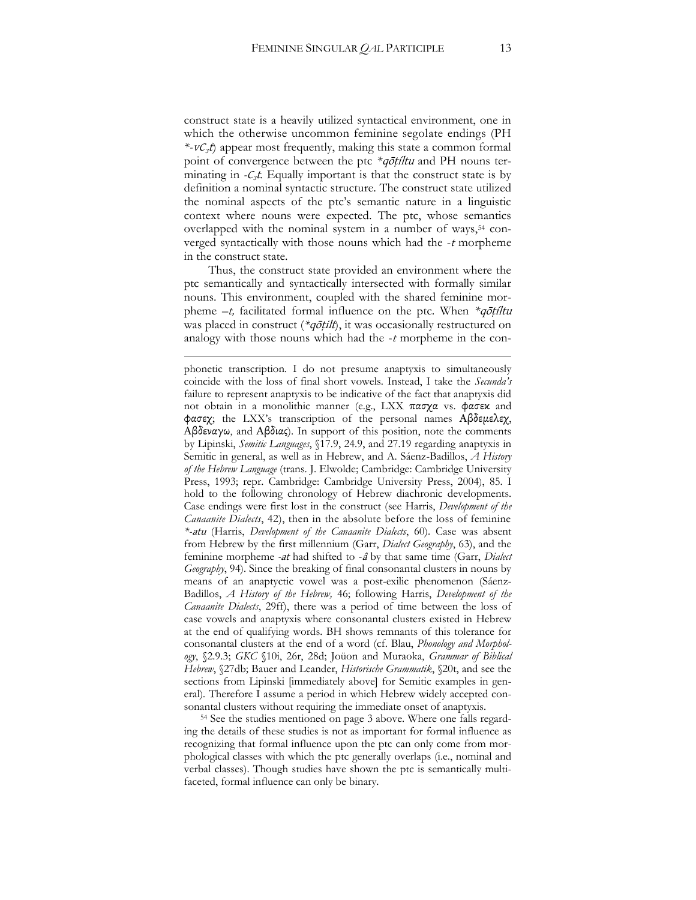construct state is a heavily utilized syntactical environment, one in which the otherwise uncommon feminine segolate endings (PH *\*-vC$_3$t*) appear most frequently, making this state a common formal point of convergence between the ptc *\*qōṭíltu* and PH nouns terminating in *-C$_3$t*. Equally important is that the construct state is by definition a nominal syntactic structure. The construct state utilized the nominal aspects of the ptc's semantic nature in a linguistic context where nouns were expected. The ptc, whose semantics overlapped with the nominal system in a number of ways,[54] converged syntactically with those nouns which had the *-t* morpheme in the construct state.

Thus, the construct state provided an environment where the ptc semantically and syntactically intersected with formally similar nouns. This environment, coupled with the shared feminine morpheme *–t,* facilitated formal influence on the ptc. When *\*qōṭíltu* was placed in construct (*\*qōṭilt*), it was occasionally restructured on analogy with those nouns which had the *-t* morpheme in the con-

---

phonetic transcription. I do not presume anaptyxis to simultaneously coincide with the loss of final short vowels. Instead, I take the *Secunda's* failure to represent anaptyxis to be indicative of the fact that anaptyxis did not obtain in a monolithic manner (e.g., LXX πασχα vs. φασεκ and φασεχ; the LXX's transcription of the personal names Αβδεμελεχ, Αβδεναγω, and Αβδιας). In support of this position, note the comments by Lipinski, *Semitic Languages*, §17.9, 24.9, and 27.19 regarding anaptyxis in Semitic in general, as well as in Hebrew, and A. Sáenz-Badillos, *A History of the Hebrew Language* (trans. J. Elwolde; Cambridge: Cambridge University Press, 1993; repr. Cambridge: Cambridge University Press, 2004), 85. I hold to the following chronology of Hebrew diachronic developments. Case endings were first lost in the construct (see Harris, *Development of the Canaanite Dialects*, 42), then in the absolute before the loss of feminine *\*-atu* (Harris, *Development of the Canaanite Dialects*, 60). Case was absent from Hebrew by the first millennium (Garr, *Dialect Geography*, 63), and the feminine morpheme *-at* had shifted to *-â* by that same time (Garr, *Dialect Geography*, 94). Since the breaking of final consonantal clusters in nouns by means of an anaptyctic vowel was a post-exilic phenomenon (Sáenz-Badillos, *A History of the Hebrew,* 46; following Harris, *Development of the Canaanite Dialects*, 29ff), there was a period of time between the loss of case vowels and anaptyxis where consonantal clusters existed in Hebrew at the end of qualifying words. BH shows remnants of this tolerance for consonantal clusters at the end of a word (cf. Blau, *Phonology and Morphology*, §2.9.3; *GKC* §10i, 26r, 28d; Joüon and Muraoka, *Grammar of Biblical Hebrew*, §27db; Bauer and Leander, *Historische Grammatik*, §20t, and see the sections from Lipinski [immediately above] for Semitic examples in general). Therefore I assume a period in which Hebrew widely accepted consonantal clusters without requiring the immediate onset of anaptyxis.

[54] See the studies mentioned on page 3 above. Where one falls regarding the details of these studies is not as important for formal influence as recognizing that formal influence upon the ptc can only come from morphological classes with which the ptc generally overlaps (i.e., nominal and verbal classes). Though studies have shown the ptc is semantically multifaceted, formal influence can only be binary.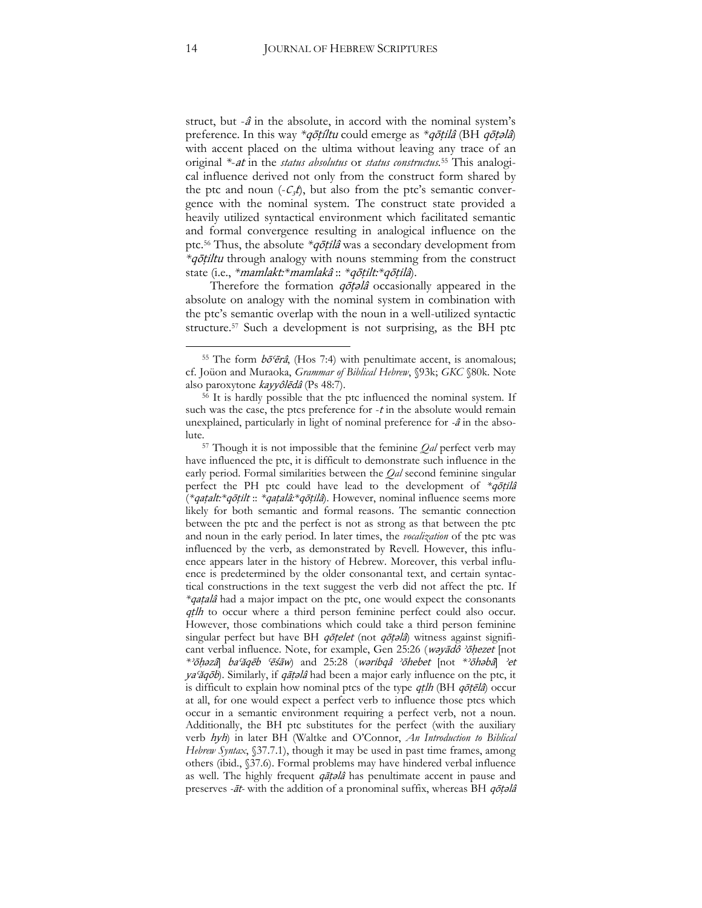struct, but *-â* in the absolute, in accord with the nominal system's preference. In this way *\*qōṭíltu* could emerge as *\*qōṭilâ* (BH *qōṭəlâ*) with accent placed on the ultima without leaving any trace of an original *\*-at* in the *status absolutus* or *status constructus*.[55] This analogical influence derived not only from the construct form shared by the ptc and noun (*-C₃t*), but also from the ptc's semantic convergence with the nominal system. The construct state provided a heavily utilized syntactical environment which facilitated semantic and formal convergence resulting in analogical influence on the ptc.[56] Thus, the absolute *\*qōṭilâ* was a secondary development from *\*qōṭiltu* through analogy with nouns stemming from the construct state (i.e., *\*mamlakt:\*mamlakâ* :: *\*qōṭilt:\*qōṭilâ*).

Therefore the formation *qōṭəlâ* occasionally appeared in the absolute on analogy with the nominal system in combination with the ptc's semantic overlap with the noun in a well-utilized syntactic structure.[57] Such a development is not surprising, as the BH ptc

---

[55] The form *bōʿērâ*, (Hos 7:4) with penultimate accent, is anomalous; cf. Joüon and Muraoka, *Grammar of Biblical Hebrew*, §93k; *GKC* §80k. Note also paroxytone *kayyôlēdâ* (Ps 48:7).

[56] It is hardly possible that the ptc influenced the nominal system. If such was the case, the ptcs preference for *-t* in the absolute would remain unexplained, particularly in light of nominal preference for *-â* in the absolute.

[57] Though it is not impossible that the feminine *Qal* perfect verb may have influenced the ptc, it is difficult to demonstrate such influence in the early period. Formal similarities between the *Qal* second feminine singular perfect the PH ptc could have lead to the development of *\*qōṭilâ* (*\*qaṭalt:\*qōṭilt* :: *\*qaṭalâ:\*qōṭilâ*). However, nominal influence seems more likely for both semantic and formal reasons. The semantic connection between the ptc and the perfect is not as strong as that between the ptc and noun in the early period. In later times, the *vocalization* of the ptc was influenced by the verb, as demonstrated by Revell. However, this influence appears later in the history of Hebrew. Moreover, this verbal influence is predetermined by the older consonantal text, and certain syntactical constructions in the text suggest the verb did not affect the ptc. If *\*qaṭalâ* had a major impact on the ptc, one would expect the consonants *qṭlh* to occur where a third person feminine perfect could also occur. However, those combinations which could take a third person feminine singular perfect but have BH *qōṭelet* (not *qōṭəlâ*) witness against significant verbal influence. Note, for example, Gen 25:26 (*wəyādô ʾōḥezet* [not *\*ʾōḥəzâ*] *baʿăqēb ʿēśāw*) and 25:28 (*wəribqâ ʾōhebet* [not *\*ʾōhəbâ*] *ʾet yaʿăqōb*). Similarly, if *qāṭəlâ* had been a major early influence on the ptc, it is difficult to explain how nominal ptcs of the type *qṭlh* (BH *qōṭēlâ*) occur at all, for one would expect a perfect verb to influence those ptcs which occur in a semantic environment requiring a perfect verb, not a noun. Additionally, the BH ptc substitutes for the perfect (with the auxiliary verb *hyh*) in later BH (Waltke and O'Connor, *An Introduction to Biblical Hebrew Syntax*, §37.7.1), though it may be used in past time frames, among others (ibid., §37.6). Formal problems may have hindered verbal influence as well. The highly frequent *qāṭəlâ* has penultimate accent in pause and preserves *-āt-* with the addition of a pronominal suffix, whereas BH *qōṭəlâ*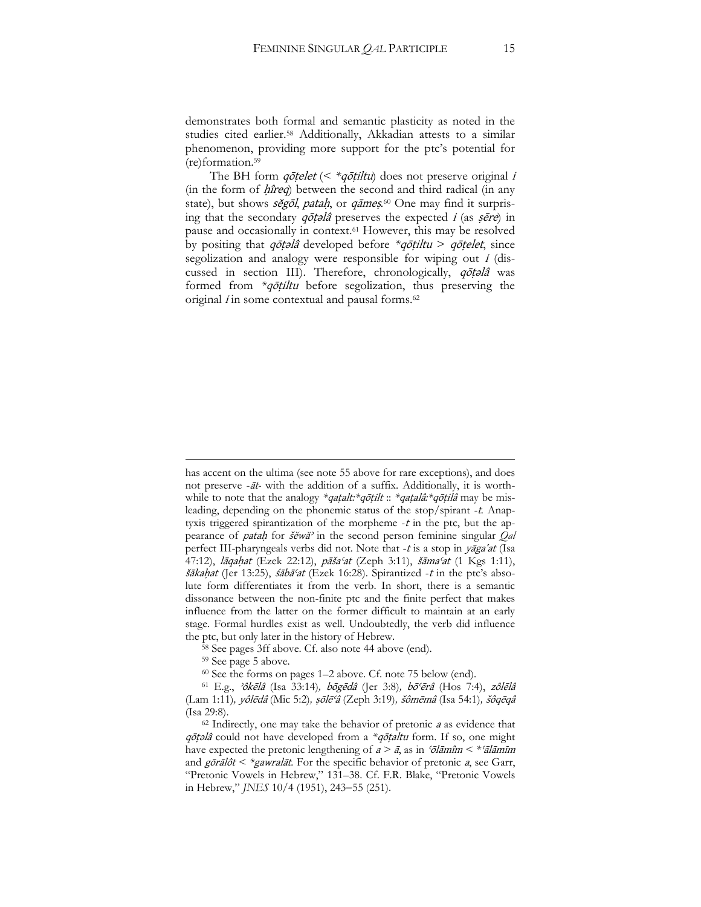demonstrates both formal and semantic plasticity as noted in the studies cited earlier.[58] Additionally, Akkadian attests to a similar phenomenon, providing more support for the ptc's potential for (re)formation.[59]

The BH form *qōṭelet* (< *\*qōṭiltu*) does not preserve original *i* (in the form of *ḥîreq*) between the second and third radical (in any state), but shows *sĕgōl*, *pataḥ*, or *qāmeṣ*.[60] One may find it surprising that the secondary *qōṭəlâ* preserves the expected *i* (as *ṣērē*) in pause and occasionally in context.[61] However, this may be resolved by positing that *qōṭəlâ* developed before *\*qōṭiltu* > *qōṭelet*, since segolization and analogy were responsible for wiping out *i* (discussed in section III). Therefore, chronologically, *qōṭəlâ* was formed from *\*qōṭiltu* before segolization, thus preserving the original *i* in some contextual and pausal forms.[62]

---

has accent on the ultima (see note 55 above for rare exceptions), and does not preserve *-āt-* with the addition of a suffix. Additionally, it is worthwhile to note that the analogy *\*qaṭalt:\*qōṭilt* :: *\*qaṭalâ:\*qōṭilâ* may be misleading, depending on the phonemic status of the stop/spirant *-t*. Anaptyxis triggered spirantization of the morpheme *-t* in the ptc, but the appearance of *pataḥ* for *šĕwāʾ* in the second person feminine singular *Qal* perfect III-pharyngeals verbs did not. Note that *-t* is a stop in *yāga'at* (Isa 47:12), *lāqaḥat* (Ezek 22:12), *pāšaʿat* (Zeph 3:11), *šāmaʿat* (1 Kgs 1:11), *šākaḥat* (Jer 13:25), *śābāʿat* (Ezek 16:28). Spirantized *-t* in the ptc's absolute form differentiates it from the verb. In short, there is a semantic dissonance between the non-finite ptc and the finite perfect that makes influence from the latter on the former difficult to maintain at an early stage. Formal hurdles exist as well. Undoubtedly, the verb did influence the ptc, but only later in the history of Hebrew.

[58] See pages 3ff above. Cf. also note 44 above (end).

[59] See page 5 above.

[60] See the forms on pages 1–2 above. Cf. note 75 below (end).

[61] E.g., *ʾôkēlâ* (Isa 33:14), *bōgēdâ* (Jer 3:8), *bōʿērâ* (Hos 7:4), *zôlēlâ* (Lam 1:11), *yôlēdâ* (Mic 5:2), *ṣōlēʿâ* (Zeph 3:19), *šômēmâ* (Isa 54:1), *šôqēqâ* (Isa 29:8).

[62] Indirectly, one may take the behavior of pretonic *a* as evidence that *qōṭəlâ* could not have developed from a *\*qōṭaltu* form. If so, one might have expected the pretonic lengthening of *a* > *ā*, as in *ʿōlāmîm* < *\*ʿālāmīm* and *gōrālôt* < *\*gawralāt*. For the specific behavior of pretonic *a*, see Garr, "Pretonic Vowels in Hebrew," 131–38. Cf. F.R. Blake, "Pretonic Vowels in Hebrew," *JNES* 10/4 (1951), 243–55 (251).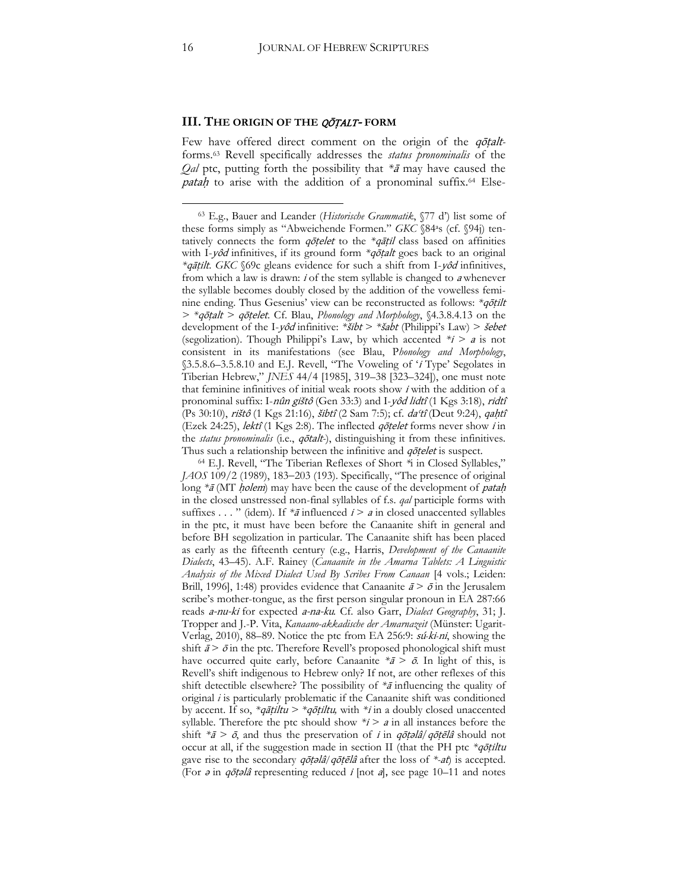## III. The origin of the *qōṭalt*- form

Few have offered direct comment on the origin of the *qōṭalt*-forms.[63] Revell specifically addresses the *status pronominalis* of the *Qal* ptc, putting forth the possibility that *\*ā* may have caused the *pataḥ* to arise with the addition of a pronominal suffix.[64] Else-

---

[63] E.g., Bauer and Leander (*Historische Grammatik*, §77 d') list some of these forms simply as "Abweichende Formen." *GKC* §84ᵃs (cf. §94j) tentatively connects the form *qōṭelet* to the *\*qāṭil* class based on affinities with I-*yôd* infinitives, if its ground form *\*qōṭalt* goes back to an original *\*qāṭilt*. *GKC* §69c gleans evidence for such a shift from I-*yôd* infinitives, from which a law is drawn: *i* of the stem syllable is changed to *a* whenever the syllable becomes doubly closed by the addition of the vowelless feminine ending. Thus Gesenius' view can be reconstructed as follows: *\*qōṭilt* > *\*qōṭalt* > *qōṭelet*. Cf. Blau, *Phonology and Morphology*, §4.3.8.4.13 on the development of the I-*yôd* infinitive: *\*šibt* > *\*šabt* (Philippi's Law) > *šebet* (segolization). Though Philippi's Law, by which accented *\*i* > *a* is not consistent in its manifestations (see Blau, P*honology and Morphology*, §3.5.8.6–3.5.8.10 and E.J. Revell, "The Voweling of '*i* Type' Segolates in Tiberian Hebrew," *JNES* 44/4 [1985], 319–38 [323–324]), one must note that feminine infinitives of initial weak roots show *i* with the addition of a pronominal suffix: I-*nûn gištô* (Gen 33:3) and I-*yôd lidtî* (1 Kgs 3:18), *ridtî* (Ps 30:10), *rištô* (1 Kgs 21:16), *šibtî* (2 Sam 7:5); cf. *daʿtî* (Deut 9:24), *qaḥtî* (Ezek 24:25), *lektî* (1 Kgs 2:8). The inflected *qōṭelet* forms never show *i* in the *status pronominalis* (i.e., *qōṭalt*-), distinguishing it from these infinitives. Thus such a relationship between the infinitive and *qōṭelet* is suspect.

[64] E.J. Revell, "The Tiberian Reflexes of Short *\*i* in Closed Syllables," *JAOS* 109/2 (1989), 183–203 (193). Specifically, "The presence of original long *\*ā* (MT *ḥolem*) may have been the cause of the development of *pataḥ* in the closed unstressed non-final syllables of f.s. *qal* participle forms with suffixes . . . " (idem). If *\*ā* influenced *i* > *a* in closed unaccented syllables in the ptc, it must have been before the Canaanite shift in general and before BH segolization in particular. The Canaanite shift has been placed as early as the fifteenth century (e.g., Harris, *Development of the Canaanite Dialects*, 43–45). A.F. Rainey (*Canaanite in the Amarna Tablets: A Linguistic Analysis of the Mixed Dialect Used By Scribes From Canaan* [4 vols.; Leiden: Brill, 1996], 1:48) provides evidence that Canaanite *ā* > *ō* in the Jerusalem scribe's mother-tongue, as the first person singular pronoun in EA 287:66 reads *a-nu-ki* for expected *a-na-ku*. Cf. also Garr, *Dialect Geography*, 31; J. Tropper and J.-P. Vita, *Kanaano-akkadische der Amarnazeit* (Münster: Ugarit-Verlag, 2010), 88–89. Notice the ptc from EA 256:9: *sú-ki-ni*, showing the shift *ā* > *ō* in the ptc. Therefore Revell's proposed phonological shift must have occurred quite early, before Canaanite *\*ā* > *ō*. In light of this, is Revell's shift indigenous to Hebrew only? If not, are other reflexes of this shift detectible elsewhere? The possibility of *\*ā* influencing the quality of original *i* is particularly problematic if the Canaanite shift was conditioned by accent. If so, *\*qāṭiltu* > *\*qōṭiltu,* with *\*i* in a doubly closed unaccented syllable. Therefore the ptc should show *\*i* > *a* in all instances before the shift *\*ā* > *ō*, and thus the preservation of *i* in *qōṭəlâ*/*qōṭēlâ* should not occur at all, if the suggestion made in section II (that the PH ptc *\*qōṭiltu* gave rise to the secondary *qōṭəlâ*/*qōṭēlâ* after the loss of *\*-at*) is accepted. (For *ə* in *qōṭəlâ* representing reduced *i* [not *a*], see page 10–11 and notes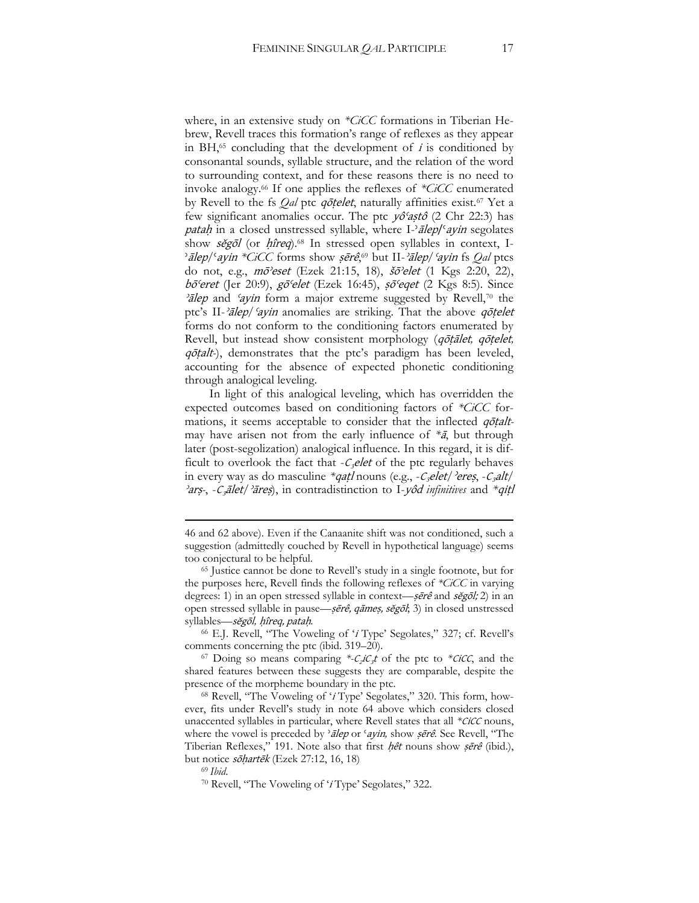where, in an extensive study on *\*CiCC* formations in Tiberian Hebrew, Revell traces this formation's range of reflexes as they appear in BH,[65] concluding that the development of *i* is conditioned by consonantal sounds, syllable structure, and the relation of the word to surrounding context, and for these reasons there is no need to invoke analogy.[66] If one applies the reflexes of *\*CiCC* enumerated by Revell to the fs *Qal* ptc *qōṭelet*, naturally affinities exist.[67] Yet a few significant anomalies occur. The ptc *yôʿaṣtô* (2 Chr 22:3) has *pataḥ* in a closed unstressed syllable, where I-*ʾālep*/*ʿayin* segolates show *sĕgōl* (or *ḥîreq*).[68] In stressed open syllables in context, I-*ʾālep*/*ʿayin \*CiCC* forms show *ṣērê*,[69] but II-*ʾālep*/*ʿayin* fs *Qal* ptcs do not, e.g., *mōʾeset* (Ezek 21:15, 18), *šōʾelet* (1 Kgs 2:20, 22), *bōʿeret* (Jer 20:9), *gōʿelet* (Ezek 16:45), *ṣōʿeqet* (2 Kgs 8:5). Since *ʾālep* and *ʿayin* form a major extreme suggested by Revell,[70] the ptc's II-*ʾālep*/*ʿayin* anomalies are striking. That the above *qōṭelet* forms do not conform to the conditioning factors enumerated by Revell, but instead show consistent morphology (*qōṭālet, qōṭelet, qōṭalt-*), demonstrates that the ptc's paradigm has been leveled, accounting for the absence of expected phonetic conditioning through analogical leveling.

In light of this analogical leveling, which has overridden the expected outcomes based on conditioning factors of *\*CiCC* formations, it seems acceptable to consider that the inflected *qōṭalt-* may have arisen not from the early influence of *\*ā*, but through later (post-segolization) analogical influence. In this regard, it is difficult to overlook the fact that -$C_3$*elet* of the ptc regularly behaves in every way as do masculine *\*qaṭl* nouns (e.g., -$C_3$*elet*/*ʾereṣ*, -$C_3$*alt*/*ʾarṣ-*, -$C_3$*ālet*/*ʾāreṣ*), in contradistinction to I-*yôd infinitives* and *\*qiṭl*

---

46 and 62 above). Even if the Canaanite shift was not conditioned, such a suggestion (admittedly couched by Revell in hypothetical language) seems too conjectural to be helpful.

[65] Justice cannot be done to Revell's study in a single footnote, but for the purposes here, Revell finds the following reflexes of *\*CiCC* in varying degrees: 1) in an open stressed syllable in context—*ṣērê* and *sĕgōl;* 2) in an open stressed syllable in pause—*ṣērê, qāmeṣ, sĕgōl*; 3) in closed unstressed syllables—*sĕgōl, ḥîreq, pataḥ*.

[66] E.J. Revell, "The Voweling of '*i* Type' Segolates," 327; cf. Revell's comments concerning the ptc (ibid. 319–20).

[67] Doing so means comparing *\*-*$C_2iC_3t$ of the ptc to *\*CiCC*, and the shared features between these suggests they are comparable, despite the presence of the morpheme boundary in the ptc.

[68] Revell, "The Voweling of '*i* Type' Segolates," 320. This form, however, fits under Revell's study in note 64 above which considers closed unaccented syllables in particular, where Revell states that all *\*CiCC* nouns, where the vowel is preceded by *ʾālep* or *ʿayin,* show *ṣērê*. See Revell, "The Tiberian Reflexes," 191. Note also that first *ḥêt* nouns show *ṣērê* (ibid.), but notice *sōḥartēk* (Ezek 27:12, 16, 18)

[69] *Ibid*.

[70] Revell, "The Voweling of '*i* Type' Segolates," 322.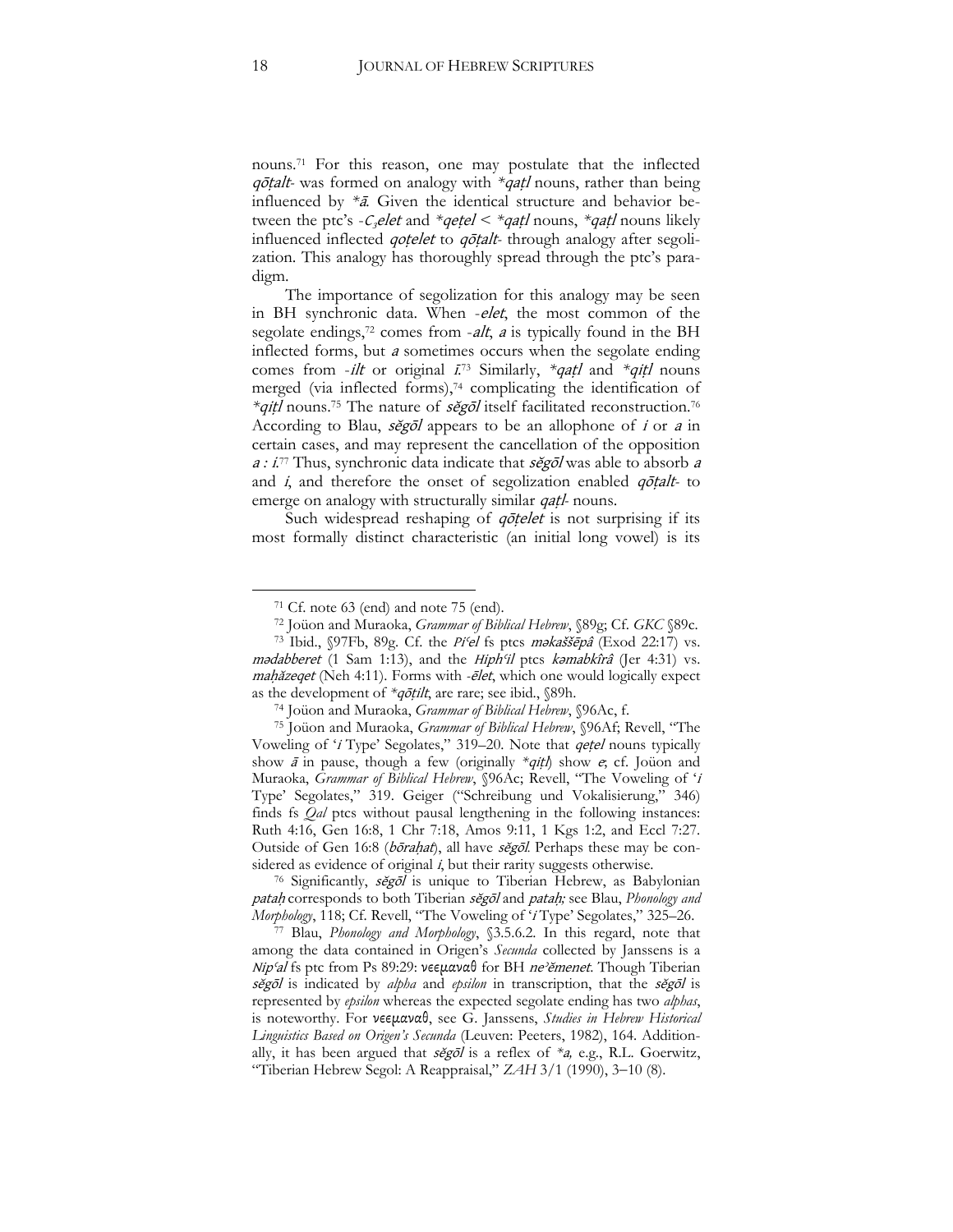nouns.[71] For this reason, one may postulate that the inflected *qōṭalt-* was formed on analogy with *\*qaṭl* nouns, rather than being influenced by *\*ā*. Given the identical structure and behavior between the ptc's -*$C_3$elet* and *\*qeṭel* < *\*qaṭl* nouns, *\*qaṭl* nouns likely influenced inflected *qoṭelet* to *qōṭalt-* through analogy after segolization. This analogy has thoroughly spread through the ptc's paradigm.

The importance of segolization for this analogy may be seen in BH synchronic data. When -*elet*, the most common of the segolate endings,[72] comes from -*alt*, *a* is typically found in the BH inflected forms, but *a* sometimes occurs when the segolate ending comes from -*ilt* or original *ī*.[73] Similarly, *\*qaṭl* and *\*qiṭl* nouns merged (via inflected forms),[74] complicating the identification of *\*qiṭl* nouns.[75] The nature of *sĕgōl* itself facilitated reconstruction.[76] According to Blau, *sĕgōl* appears to be an allophone of *i* or *a* in certain cases, and may represent the cancellation of the opposition *a : i*.[77] Thus, synchronic data indicate that *sĕgōl* was able to absorb *a* and *i*, and therefore the onset of segolization enabled *qōṭalt-* to emerge on analogy with structurally similar *qaṭl-* nouns.

Such widespread reshaping of *qōṭelet* is not surprising if its most formally distinct characteristic (an initial long vowel) is its

---

[71] Cf. note 63 (end) and note 75 (end).

[72] Joüon and Muraoka, *Grammar of Biblical Hebrew*, §89g; Cf. *GKC* §89c.

[73] Ibid., §97Fb, 89g. Cf. the *Piʿel* fs ptcs *məkaššēpâ* (Exod 22:17) vs. *mədabberet* (1 Sam 1:13), and the *Hiphʿil* ptcs *kəmabkîrâ* (Jer 4:31) vs. *maḥăzeqet* (Neh 4:11). Forms with -*ēlet*, which one would logically expect as the development of *\*qōṭilt*, are rare; see ibid., §89h.

[74] Joüon and Muraoka, *Grammar of Biblical Hebrew*, §96Ac, f.

[75] Joüon and Muraoka, *Grammar of Biblical Hebrew*, §96Af; Revell, "The Voweling of '*i* Type' Segolates," 319–20. Note that *qeṭel* nouns typically show *ā* in pause, though a few (originally *\*qiṭl*) show *e*; cf. Joüon and Muraoka, *Grammar of Biblical Hebrew*, §96Ac; Revell, "The Voweling of '*i* Type' Segolates," 319. Geiger ("Schreibung und Vokalisierung," 346) finds fs *Qal* ptcs without pausal lengthening in the following instances: Ruth 4:16, Gen 16:8, 1 Chr 7:18, Amos 9:11, 1 Kgs 1:2, and Eccl 7:27. Outside of Gen 16:8 (*bōraḥat*), all have *sĕgōl*. Perhaps these may be considered as evidence of original *i*, but their rarity suggests otherwise.

[76] Significantly, *sĕgōl* is unique to Tiberian Hebrew, as Babylonian *pataḥ* corresponds to both Tiberian *sĕgōl* and *pataḥ*; see Blau, *Phonology and Morphology*, 118; Cf. Revell, "The Voweling of '*i* Type' Segolates," 325–26.

[77] Blau, *Phonology and Morphology*, §3.5.6.2. In this regard, note that among the data contained in Origen's *Secunda* collected by Janssens is a *Nipʿal* fs ptc from Ps 89:29: νεεμαναθ for BH *neʾĕmenet*. Though Tiberian *sĕgōl* is indicated by *alpha* and *epsilon* in transcription, that the *sĕgōl* is represented by *epsilon* whereas the expected segolate ending has two *alphas*, is noteworthy. For νεεμαναθ, see G. Janssens, *Studies in Hebrew Historical Linguistics Based on Origen's Secunda* (Leuven: Peeters, 1982), 164. Additionally, it has been argued that *sĕgōl* is a reflex of *\*a*, e.g., R.L. Goerwitz, "Tiberian Hebrew Segol: A Reappraisal," *ZAH* 3/1 (1990), 3–10 (8).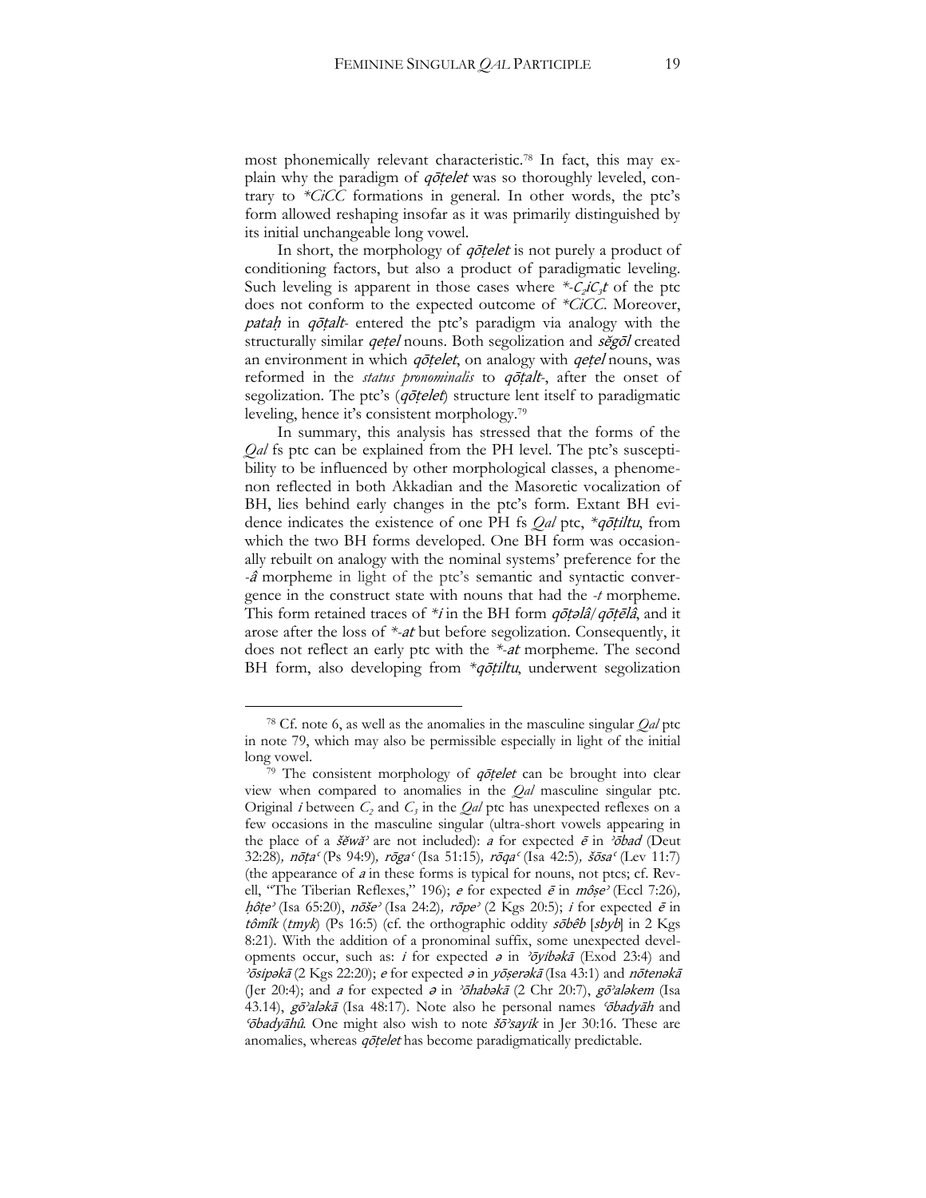most phonemically relevant characteristic.[78] In fact, this may explain why the paradigm of *qōṭelet* was so thoroughly leveled, contrary to *\*CiCC* formations in general. In other words, the ptc's form allowed reshaping insofar as it was primarily distinguished by its initial unchangeable long vowel.

In short, the morphology of *qōṭelet* is not purely a product of conditioning factors, but also a product of paradigmatic leveling. Such leveling is apparent in those cases where *\*-*$C_2iC_3t$ of the ptc does not conform to the expected outcome of *\*CiCC*. Moreover, *pataḥ* in *qōṭalt-* entered the ptc's paradigm via analogy with the structurally similar *qeṭel* nouns. Both segolization and *sĕgōl* created an environment in which *qōṭelet*, on analogy with *qeṭel* nouns, was reformed in the *status pronominalis* to *qōṭalt-*, after the onset of segolization. The ptc's (*qōṭelet*) structure lent itself to paradigmatic leveling, hence it's consistent morphology.[79]

In summary, this analysis has stressed that the forms of the *Qal* fs ptc can be explained from the PH level. The ptc's susceptibility to be influenced by other morphological classes, a phenomenon reflected in both Akkadian and the Masoretic vocalization of BH, lies behind early changes in the ptc's form. Extant BH evidence indicates the existence of one PH fs *Qal* ptc, *\*qōṭiltu*, from which the two BH forms developed. One BH form was occasionally rebuilt on analogy with the nominal systems' preference for the *-â* morpheme in light of the ptc's semantic and syntactic convergence in the construct state with nouns that had the *-t* morpheme. This form retained traces of *\*i* in the BH form *qōṭəlâ*/*qōṭēlâ*, and it arose after the loss of *\*-at* but before segolization. Consequently, it does not reflect an early ptc with the *\*-at* morpheme. The second BH form, also developing from *\*qōṭiltu*, underwent segolization

---

[78] Cf. note 6, as well as the anomalies in the masculine singular *Qal* ptc in note 79, which may also be permissible especially in light of the initial long vowel.

[79] The consistent morphology of *qōṭelet* can be brought into clear view when compared to anomalies in the *Qal* masculine singular ptc. Original *i* between $C_2$ and $C_3$ in the *Qal* ptc has unexpected reflexes on a few occasions in the masculine singular (ultra-short vowels appearing in the place of a *šĕwā'* are not included): *a* for expected *ē* in *'ōbad* (Deut 32:28), *nōṭaʿ* (Ps 94:9), *rōgaʿ* (Isa 51:15), *rōqaʿ* (Isa 42:5), *šōsaʿ* (Lev 11:7) (the appearance of *a* in these forms is typical for nouns, not ptcs; cf. Revell, "The Tiberian Reflexes," 196); *e* for expected *ē* in *môṣe'* (Eccl 7:26), *ḥôṭe'* (Isa 65:20), *nōše'* (Isa 24:2), *rōpe'* (2 Kgs 20:5); *i* for expected *ē* in *tômîk* (*tmyk*) (Ps 16:5) (cf. the orthographic oddity *sōbêb* [*sbyb*] in 2 Kgs 8:21). With the addition of a pronominal suffix, some unexpected developments occur, such as: *i* for expected *ə* in *'ōyibəkā* (Exod 23:4) and *'ōsipəkā* (2 Kgs 22:20); *e* for expected *ə* in *yōṣerəkā* (Isa 43:1) and *nōtenəkā* (Jer 20:4); and *a* for expected *ə* in *'ōhabəkā* (2 Chr 20:7), *gō'aləkem* (Isa 43.14), *gō'aləkā* (Isa 48:17). Note also he personal names *ʿōbadyāh* and *ʿōbadyāhû*. One might also wish to note *šō'sayik* in Jer 30:16. These are anomalies, whereas *qōṭelet* has become paradigmatically predictable.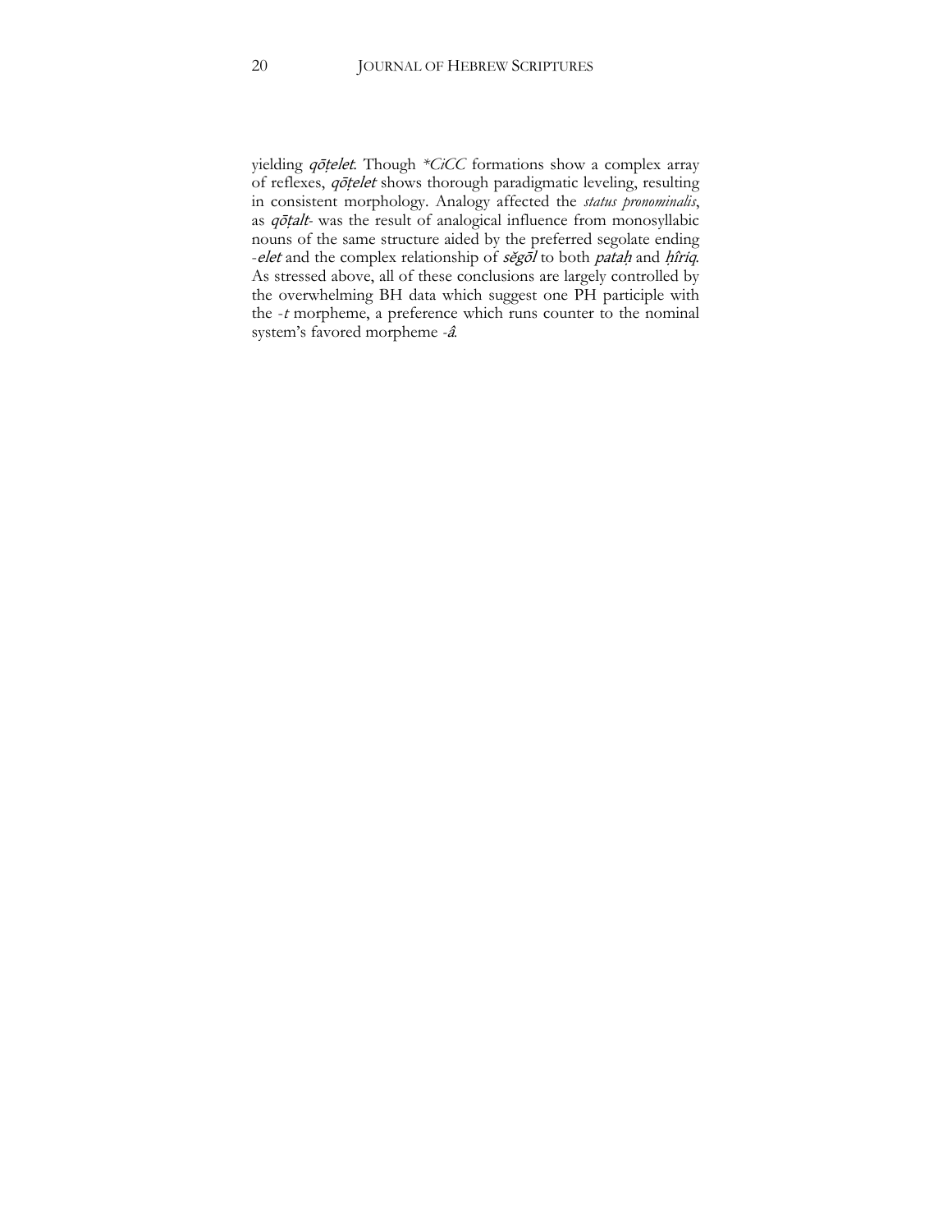yielding *qōṭelet*. Though *\*CiCC* formations show a complex array of reflexes, *qōṭelet* shows thorough paradigmatic leveling, resulting in consistent morphology. Analogy affected the *status pronominalis*, as *qōṭalt-* was the result of analogical influence from monosyllabic nouns of the same structure aided by the preferred segolate ending *-elet* and the complex relationship of *sĕgōl* to both *pataḥ* and *ḥîriq*. As stressed above, all of these conclusions are largely controlled by the overwhelming BH data which suggest one PH participle with the *-t* morpheme, a preference which runs counter to the nominal system's favored morpheme *-â*.